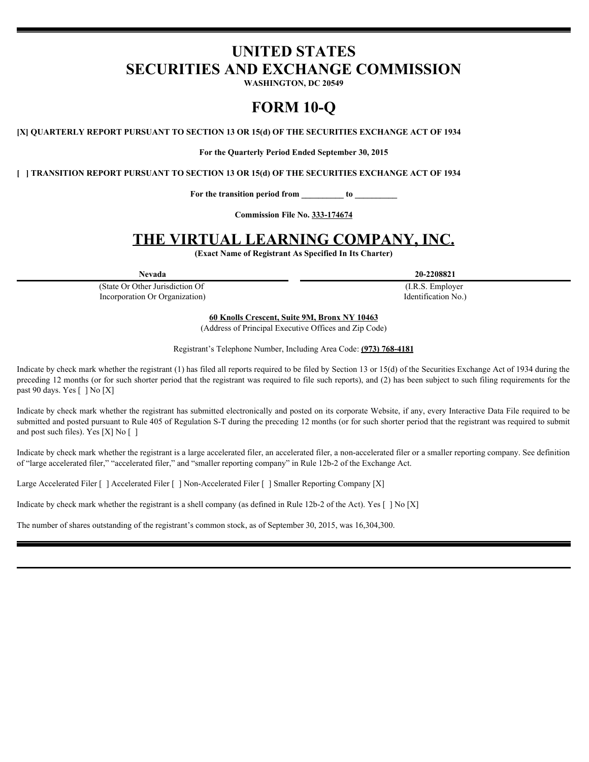# UNITED STATES
# SECURITIES AND EXCHANGE COMMISSION

**WASHINGTON, DC 20549**

# FORM 10-Q

**[X] QUARTERLY REPORT PURSUANT TO SECTION 13 OR 15(d) OF THE SECURITIES EXCHANGE ACT OF 1934**

**For the Quarterly Period Ended September 30, 2015**

**[ ] TRANSITION REPORT PURSUANT TO SECTION 13 OR 15(d) OF THE SECURITIES EXCHANGE ACT OF 1934**

**For the transition period from \_\_\_\_\_\_\_\_\_\_ to \_\_\_\_\_\_\_\_\_\_**

**Commission File No. 333-174674**

# THE VIRTUAL LEARNING COMPANY, INC.

**(Exact Name of Registrant As Specified In Its Charter)**

| **Nevada** | **20-2208821** |
|---|---|
| (State Or Other Jurisdiction Of Incorporation Or Organization) | (I.R.S. Employer Identification No.) |

**60 Knolls Crescent, Suite 9M, Bronx NY 10463**
(Address of Principal Executive Offices and Zip Code)

Registrant's Telephone Number, Including Area Code: **(973) 768-4181**

Indicate by check mark whether the registrant (1) has filed all reports required to be filed by Section 13 or 15(d) of the Securities Exchange Act of 1934 during the preceding 12 months (or for such shorter period that the registrant was required to file such reports), and (2) has been subject to such filing requirements for the past 90 days. Yes [ ] No [X]

Indicate by check mark whether the registrant has submitted electronically and posted on its corporate Website, if any, every Interactive Data File required to be submitted and posted pursuant to Rule 405 of Regulation S-T during the preceding 12 months (or for such shorter period that the registrant was required to submit and post such files). Yes [X] No [ ]

Indicate by check mark whether the registrant is a large accelerated filer, an accelerated filer, a non-accelerated filer or a smaller reporting company. See definition of "large accelerated filer," "accelerated filer," and "smaller reporting company" in Rule 12b-2 of the Exchange Act.

Large Accelerated Filer [ ] Accelerated Filer [ ] Non-Accelerated Filer [ ] Smaller Reporting Company [X]

Indicate by check mark whether the registrant is a shell company (as defined in Rule 12b-2 of the Act). Yes [ ] No [X]

The number of shares outstanding of the registrant's common stock, as of September 30, 2015, was 16,304,300.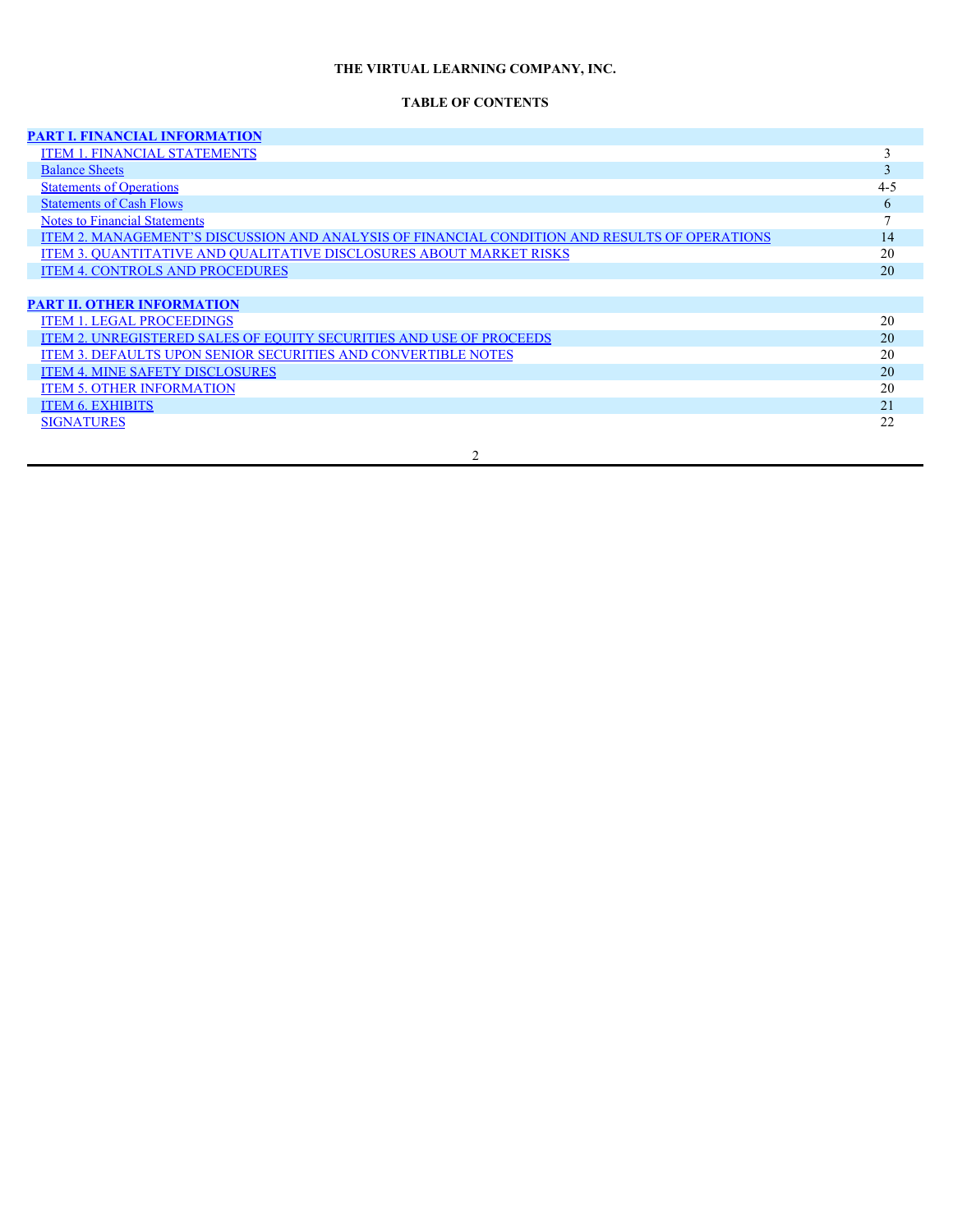**THE VIRTUAL LEARNING COMPANY, INC.**

**TABLE OF CONTENTS**

| | |
|---|---|
| **PART I. FINANCIAL INFORMATION** | |
| ITEM 1. FINANCIAL STATEMENTS | 3 |
| Balance Sheets | 3 |
| Statements of Operations | 4-5 |
| Statements of Cash Flows | 6 |
| Notes to Financial Statements | 7 |
| ITEM 2. MANAGEMENT'S DISCUSSION AND ANALYSIS OF FINANCIAL CONDITION AND RESULTS OF OPERATIONS | 14 |
| ITEM 3. QUANTITATIVE AND QUALITATIVE DISCLOSURES ABOUT MARKET RISKS | 20 |
| ITEM 4. CONTROLS AND PROCEDURES | 20 |
| | |
| **PART II. OTHER INFORMATION** | |
| ITEM 1. LEGAL PROCEEDINGS | 20 |
| ITEM 2. UNREGISTERED SALES OF EQUITY SECURITIES AND USE OF PROCEEDS | 20 |
| ITEM 3. DEFAULTS UPON SENIOR SECURITIES AND CONVERTIBLE NOTES | 20 |
| ITEM 4. MINE SAFETY DISCLOSURES | 20 |
| ITEM 5. OTHER INFORMATION | 20 |
| ITEM 6. EXHIBITS | 21 |
| SIGNATURES | 22 |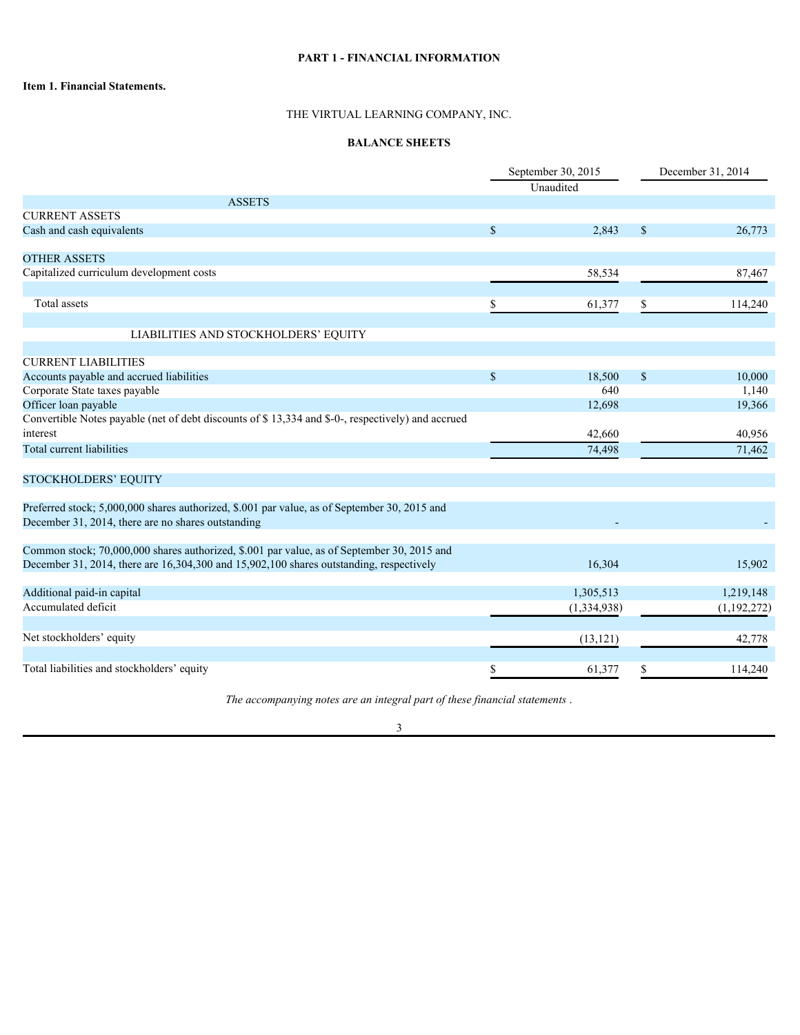# PART 1 - FINANCIAL INFORMATION

## Item 1. Financial Statements.

THE VIRTUAL LEARNING COMPANY, INC.

**BALANCE SHEETS**

| | September 30, 2015 Unaudited | December 31, 2014 |
|---|---|---|
| ASSETS | | |
| CURRENT ASSETS | | |
| Cash and cash equivalents | $ 2,843 | $ 26,773 |
| | | |
| OTHER ASSETS | | |
| Capitalized curriculum development costs | 58,534 | 87,467 |
| | | |
| Total assets | $ 61,377 | $ 114,240 |
| | | |
| LIABILITIES AND STOCKHOLDERS' EQUITY | | |
| | | |
| CURRENT LIABILITIES | | |
| Accounts payable and accrued liabilities | $ 18,500 | $ 10,000 |
| Corporate State taxes payable | 640 | 1,140 |
| Officer loan payable | 12,698 | 19,366 |
| Convertible Notes payable (net of debt discounts of $ 13,334 and $-0-, respectively) and accrued interest | 42,660 | 40,956 |
| Total current liabilities | 74,498 | 71,462 |
| | | |
| STOCKHOLDERS' EQUITY | | |
| | | |
| Preferred stock; 5,000,000 shares authorized, $.001 par value, as of September 30, 2015 and December 31, 2014, there are no shares outstanding | - | - |
| | | |
| Common stock; 70,000,000 shares authorized, $.001 par value, as of September 30, 2015 and December 31, 2014, there are 16,304,300 and 15,902,100 shares outstanding, respectively | 16,304 | 15,902 |
| | | |
| Additional paid-in capital | 1,305,513 | 1,219,148 |
| Accumulated deficit | (1,334,938) | (1,192,272) |
| | | |
| Net stockholders' equity | (13,121) | 42,778 |
| | | |
| Total liabilities and stockholders' equity | $ 61,377 | $ 114,240 |

*The accompanying notes are an integral part of these financial statements .*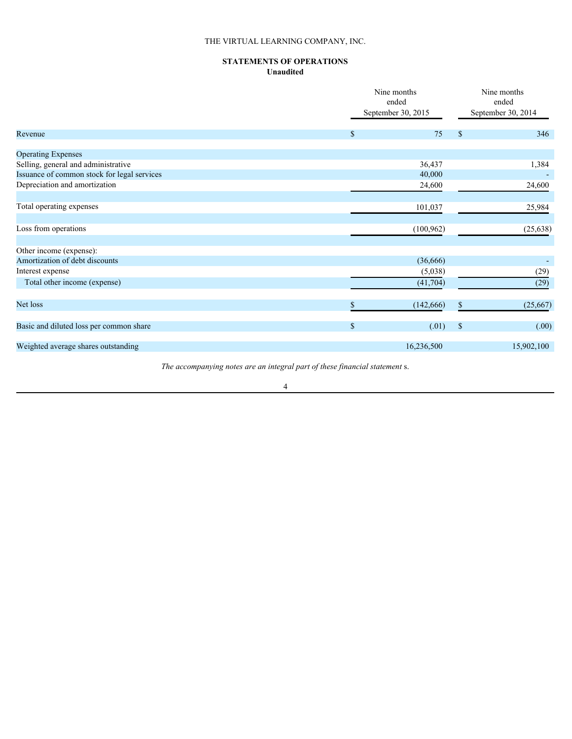THE VIRTUAL LEARNING COMPANY, INC.

**STATEMENTS OF OPERATIONS**
**Unaudited**

| | Nine months ended September 30, 2015 | Nine months ended September 30, 2014 |
|---|---|---|
| Revenue | $ 75 | $ 346 |
| Operating Expenses | | |
| Selling, general and administrative | 36,437 | 1,384 |
| Issuance of common stock for legal services | 40,000 | - |
| Depreciation and amortization | 24,600 | 24,600 |
| Total operating expenses | 101,037 | 25,984 |
| Loss from operations | (100,962) | (25,638) |
| Other income (expense): | | |
| Amortization of debt discounts | (36,666) | - |
| Interest expense | (5,038) | (29) |
| Total other income (expense) | (41,704) | (29) |
| Net loss | $ (142,666) | $ (25,667) |
| Basic and diluted loss per common share | $ (.01) | $ (.00) |
| Weighted average shares outstanding | 16,236,500 | 15,902,100 |

*The accompanying notes are an integral part of these financial statement* s.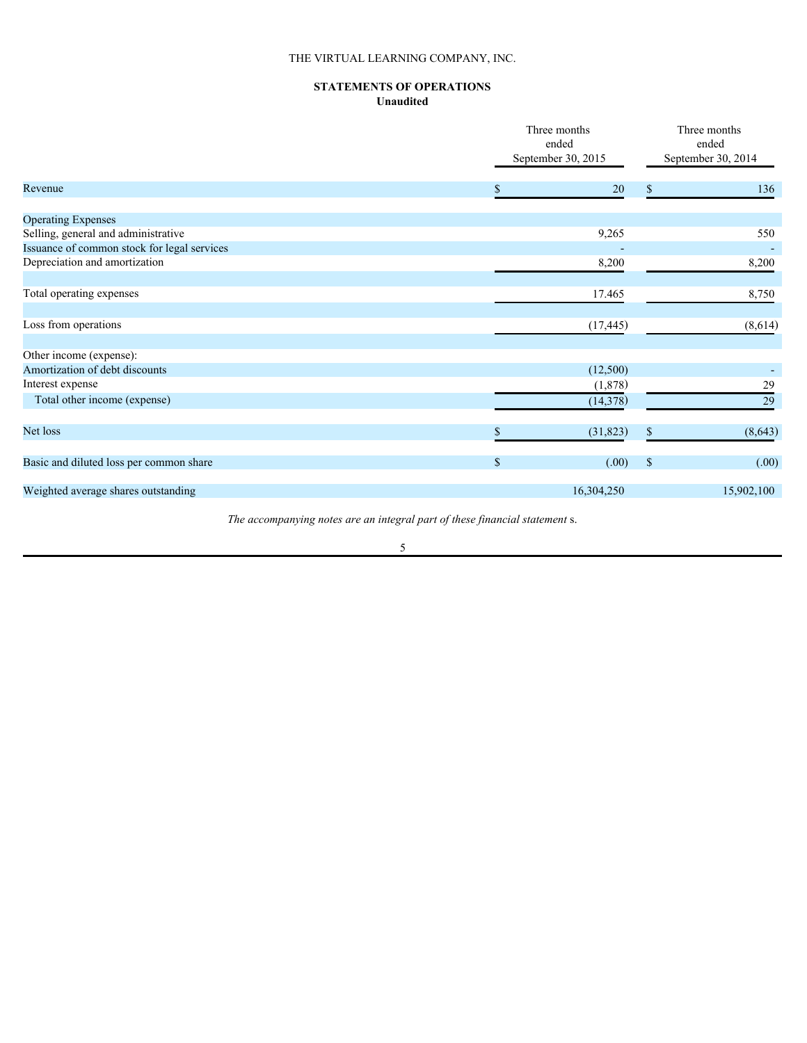THE VIRTUAL LEARNING COMPANY, INC.

**STATEMENTS OF OPERATIONS**
**Unaudited**

| | Three months ended September 30, 2015 | Three months ended September 30, 2014 |
|---|---|---|
| Revenue | $ 20 | $ 136 |
| | | |
| Operating Expenses | | |
| Selling, general and administrative | 9,265 | 550 |
| Issuance of common stock for legal services | - | - |
| Depreciation and amortization | 8,200 | 8,200 |
| | | |
| Total operating expenses | 17.465 | 8,750 |
| | | |
| Loss from operations | (17,445) | (8,614) |
| | | |
| Other income (expense): | | |
| Amortization of debt discounts | (12,500) | - |
| Interest expense | (1,878) | 29 |
| Total other income (expense) | (14,378) | 29 |
| | | |
| Net loss | $ (31,823) | $ (8,643) |
| | | |
| Basic and diluted loss per common share | $ (.00) | $ (.00) |
| | | |
| Weighted average shares outstanding | 16,304,250 | 15,902,100 |

*The accompanying notes are an integral part of these financial statement* s.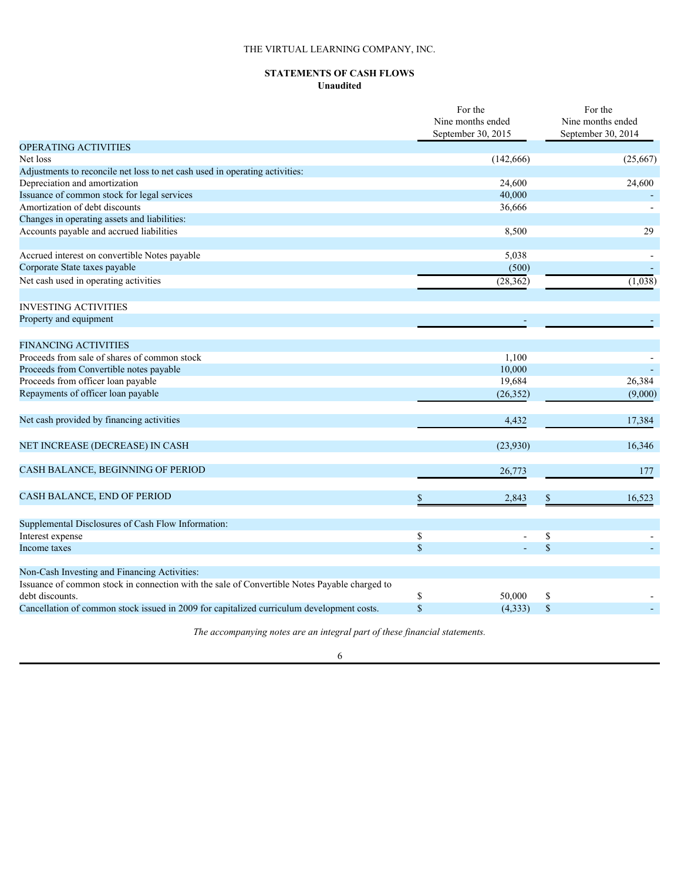THE VIRTUAL LEARNING COMPANY, INC.

**STATEMENTS OF CASH FLOWS**
**Unaudited**

| | For the Nine months ended September 30, 2015 | For the Nine months ended September 30, 2014 |
|---|---|---|
| OPERATING ACTIVITIES | | |
| Net loss | (142,666) | (25,667) |
| Adjustments to reconcile net loss to net cash used in operating activities: | | |
| Depreciation and amortization | 24,600 | 24,600 |
| Issuance of common stock for legal services | 40,000 | - |
| Amortization of debt discounts | 36,666 | - |
| Changes in operating assets and liabilities: | | |
| Accounts payable and accrued liabilities | 8,500 | 29 |
| | | |
| Accrued interest on convertible Notes payable | 5,038 | - |
| Corporate State taxes payable | (500) | - |
| Net cash used in operating activities | (28,362) | (1,038) |
| | | |
| INVESTING ACTIVITIES | | |
| Property and equipment | - | - |
| | | |
| FINANCING ACTIVITIES | | |
| Proceeds from sale of shares of common stock | 1,100 | - |
| Proceeds from Convertible notes payable | 10,000 | - |
| Proceeds from officer loan payable | 19,684 | 26,384 |
| Repayments of officer loan payable | (26,352) | (9,000) |
| | | |
| Net cash provided by financing activities | 4,432 | 17,384 |
| | | |
| NET INCREASE (DECREASE) IN CASH | (23,930) | 16,346 |
| | | |
| CASH BALANCE, BEGINNING OF PERIOD | 26,773 | 177 |
| | | |
| CASH BALANCE, END OF PERIOD | $ 2,843 | $ 16,523 |
| | | |
| Supplemental Disclosures of Cash Flow Information: | | |
| Interest expense | $ - | $ - |
| Income taxes | $ - | $ - |
| | | |
| Non-Cash Investing and Financing Activities: | | |
| Issuance of common stock in connection with the sale of Convertible Notes Payable charged to debt discounts. | $ 50,000 | $ - |
| Cancellation of common stock issued in 2009 for capitalized curriculum development costs. | $ (4,333) | $ - |

*The accompanying notes are an integral part of these financial statements.*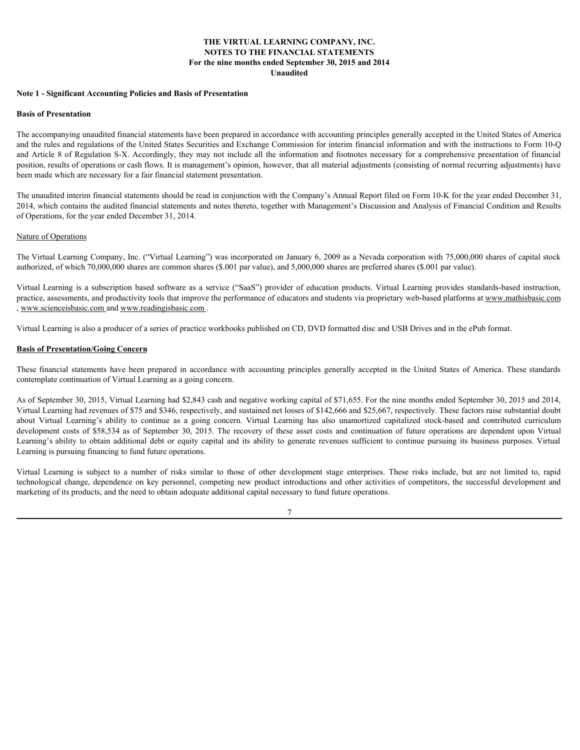**THE VIRTUAL LEARNING COMPANY, INC.**
**NOTES TO THE FINANCIAL STATEMENTS**
**For the nine months ended September 30, 2015 and 2014**
**Unaudited**

**Note 1 - Significant Accounting Policies and Basis of Presentation**

**Basis of Presentation**

The accompanying unaudited financial statements have been prepared in accordance with accounting principles generally accepted in the United States of America and the rules and regulations of the United States Securities and Exchange Commission for interim financial information and with the instructions to Form 10-Q and Article 8 of Regulation S-X. Accordingly, they may not include all the information and footnotes necessary for a comprehensive presentation of financial position, results of operations or cash flows. It is management's opinion, however, that all material adjustments (consisting of normal recurring adjustments) have been made which are necessary for a fair financial statement presentation.

The unaudited interim financial statements should be read in conjunction with the Company's Annual Report filed on Form 10-K for the year ended December 31, 2014, which contains the audited financial statements and notes thereto, together with Management's Discussion and Analysis of Financial Condition and Results of Operations, for the year ended December 31, 2014.

Nature of Operations

The Virtual Learning Company, Inc. ("Virtual Learning") was incorporated on January 6, 2009 as a Nevada corporation with 75,000,000 shares of capital stock authorized, of which 70,000,000 shares are common shares ($.001 par value), and 5,000,000 shares are preferred shares ($.001 par value).

Virtual Learning is a subscription based software as a service ("SaaS") provider of education products. Virtual Learning provides standards-based instruction, practice, assessments, and productivity tools that improve the performance of educators and students via proprietary web-based platforms at www.mathisbasic.com , www.scienceisbasic.com and www.readingisbasic.com .

Virtual Learning is also a producer of a series of practice workbooks published on CD, DVD formatted disc and USB Drives and in the ePub format.

**Basis of Presentation/Going Concern**

These financial statements have been prepared in accordance with accounting principles generally accepted in the United States of America. These standards contemplate continuation of Virtual Learning as a going concern.

As of September 30, 2015, Virtual Learning had $2,843 cash and negative working capital of $71,655. For the nine months ended September 30, 2015 and 2014, Virtual Learning had revenues of $75 and $346, respectively, and sustained net losses of $142,666 and $25,667, respectively. These factors raise substantial doubt about Virtual Learning's ability to continue as a going concern. Virtual Learning has also unamortized capitalized stock-based and contributed curriculum development costs of $58,534 as of September 30, 2015. The recovery of these asset costs and continuation of future operations are dependent upon Virtual Learning's ability to obtain additional debt or equity capital and its ability to generate revenues sufficient to continue pursuing its business purposes. Virtual Learning is pursuing financing to fund future operations.

Virtual Learning is subject to a number of risks similar to those of other development stage enterprises. These risks include, but are not limited to, rapid technological change, dependence on key personnel, competing new product introductions and other activities of competitors, the successful development and marketing of its products, and the need to obtain adequate additional capital necessary to fund future operations.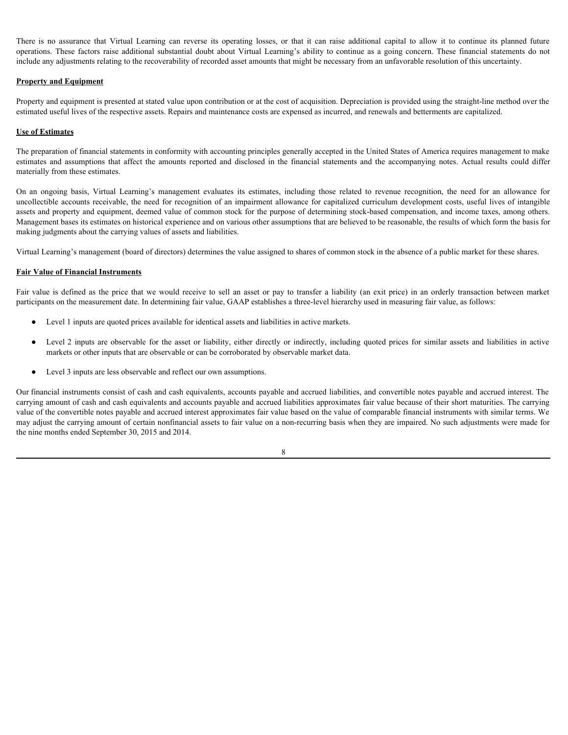There is no assurance that Virtual Learning can reverse its operating losses, or that it can raise additional capital to allow it to continue its planned future operations. These factors raise additional substantial doubt about Virtual Learning's ability to continue as a going concern. These financial statements do not include any adjustments relating to the recoverability of recorded asset amounts that might be necessary from an unfavorable resolution of this uncertainty.

**Property and Equipment**

Property and equipment is presented at stated value upon contribution or at the cost of acquisition. Depreciation is provided using the straight-line method over the estimated useful lives of the respective assets. Repairs and maintenance costs are expensed as incurred, and renewals and betterments are capitalized.

**Use of Estimates**

The preparation of financial statements in conformity with accounting principles generally accepted in the United States of America requires management to make estimates and assumptions that affect the amounts reported and disclosed in the financial statements and the accompanying notes. Actual results could differ materially from these estimates.

On an ongoing basis, Virtual Learning's management evaluates its estimates, including those related to revenue recognition, the need for an allowance for uncollectible accounts receivable, the need for recognition of an impairment allowance for capitalized curriculum development costs, useful lives of intangible assets and property and equipment, deemed value of common stock for the purpose of determining stock-based compensation, and income taxes, among others. Management bases its estimates on historical experience and on various other assumptions that are believed to be reasonable, the results of which form the basis for making judgments about the carrying values of assets and liabilities.

Virtual Learning's management (board of directors) determines the value assigned to shares of common stock in the absence of a public market for these shares.

**Fair Value of Financial Instruments**

Fair value is defined as the price that we would receive to sell an asset or pay to transfer a liability (an exit price) in an orderly transaction between market participants on the measurement date. In determining fair value, GAAP establishes a three-level hierarchy used in measuring fair value, as follows:

- Level 1 inputs are quoted prices available for identical assets and liabilities in active markets.
- Level 2 inputs are observable for the asset or liability, either directly or indirectly, including quoted prices for similar assets and liabilities in active markets or other inputs that are observable or can be corroborated by observable market data.
- Level 3 inputs are less observable and reflect our own assumptions.

Our financial instruments consist of cash and cash equivalents, accounts payable and accrued liabilities, and convertible notes payable and accrued interest. The carrying amount of cash and cash equivalents and accounts payable and accrued liabilities approximates fair value because of their short maturities. The carrying value of the convertible notes payable and accrued interest approximates fair value based on the value of comparable financial instruments with similar terms. We may adjust the carrying amount of certain nonfinancial assets to fair value on a non-recurring basis when they are impaired. No such adjustments were made for the nine months ended September 30, 2015 and 2014.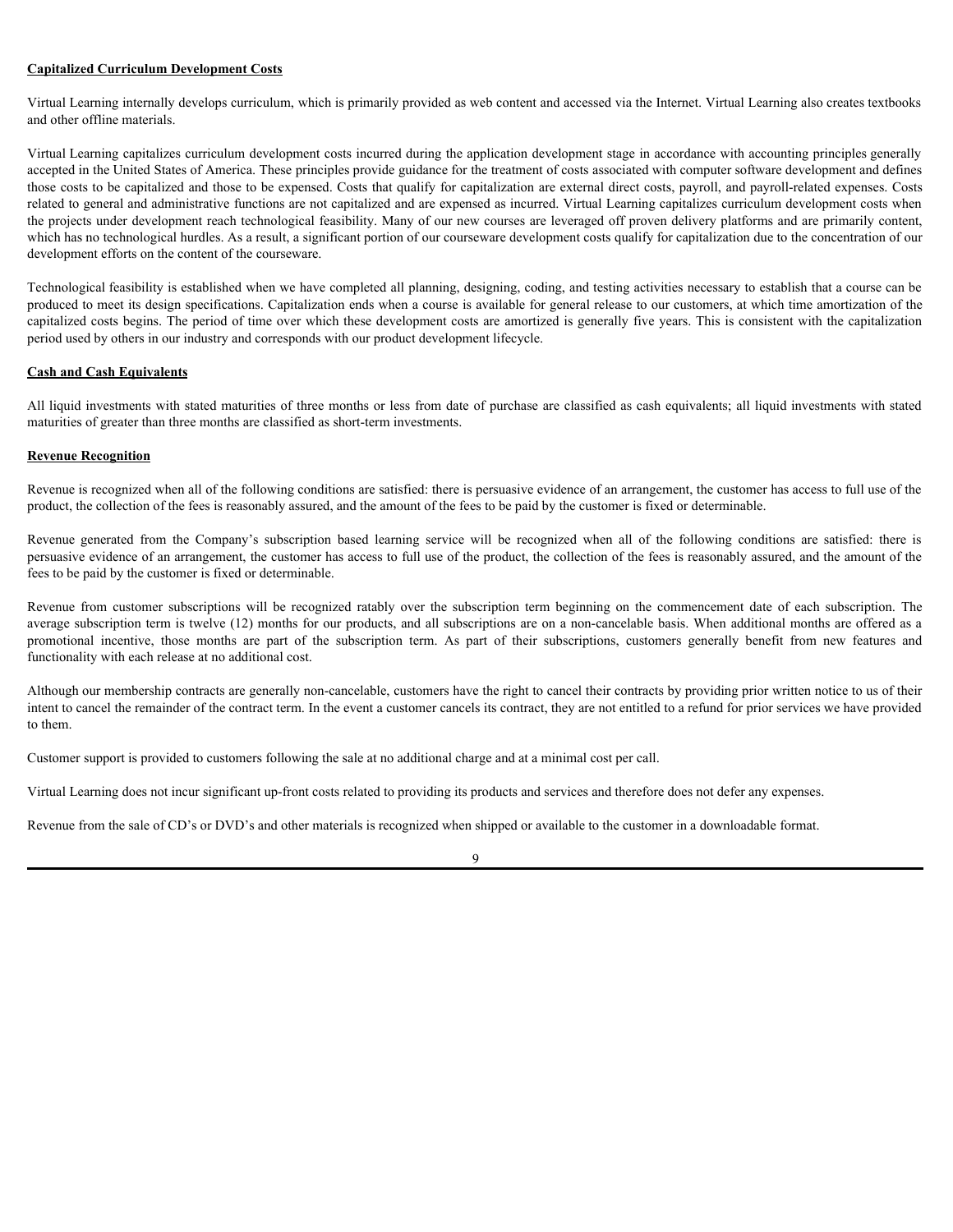**Capitalized Curriculum Development Costs**

Virtual Learning internally develops curriculum, which is primarily provided as web content and accessed via the Internet. Virtual Learning also creates textbooks and other offline materials.

Virtual Learning capitalizes curriculum development costs incurred during the application development stage in accordance with accounting principles generally accepted in the United States of America. These principles provide guidance for the treatment of costs associated with computer software development and defines those costs to be capitalized and those to be expensed. Costs that qualify for capitalization are external direct costs, payroll, and payroll-related expenses. Costs related to general and administrative functions are not capitalized and are expensed as incurred. Virtual Learning capitalizes curriculum development costs when the projects under development reach technological feasibility. Many of our new courses are leveraged off proven delivery platforms and are primarily content, which has no technological hurdles. As a result, a significant portion of our courseware development costs qualify for capitalization due to the concentration of our development efforts on the content of the courseware.

Technological feasibility is established when we have completed all planning, designing, coding, and testing activities necessary to establish that a course can be produced to meet its design specifications. Capitalization ends when a course is available for general release to our customers, at which time amortization of the capitalized costs begins. The period of time over which these development costs are amortized is generally five years. This is consistent with the capitalization period used by others in our industry and corresponds with our product development lifecycle.

**Cash and Cash Equivalents**

All liquid investments with stated maturities of three months or less from date of purchase are classified as cash equivalents; all liquid investments with stated maturities of greater than three months are classified as short-term investments.

**Revenue Recognition**

Revenue is recognized when all of the following conditions are satisfied: there is persuasive evidence of an arrangement, the customer has access to full use of the product, the collection of the fees is reasonably assured, and the amount of the fees to be paid by the customer is fixed or determinable.

Revenue generated from the Company's subscription based learning service will be recognized when all of the following conditions are satisfied: there is persuasive evidence of an arrangement, the customer has access to full use of the product, the collection of the fees is reasonably assured, and the amount of the fees to be paid by the customer is fixed or determinable.

Revenue from customer subscriptions will be recognized ratably over the subscription term beginning on the commencement date of each subscription. The average subscription term is twelve (12) months for our products, and all subscriptions are on a non-cancelable basis. When additional months are offered as a promotional incentive, those months are part of the subscription term. As part of their subscriptions, customers generally benefit from new features and functionality with each release at no additional cost.

Although our membership contracts are generally non-cancelable, customers have the right to cancel their contracts by providing prior written notice to us of their intent to cancel the remainder of the contract term. In the event a customer cancels its contract, they are not entitled to a refund for prior services we have provided to them.

Customer support is provided to customers following the sale at no additional charge and at a minimal cost per call.

Virtual Learning does not incur significant up-front costs related to providing its products and services and therefore does not defer any expenses.

Revenue from the sale of CD's or DVD's and other materials is recognized when shipped or available to the customer in a downloadable format.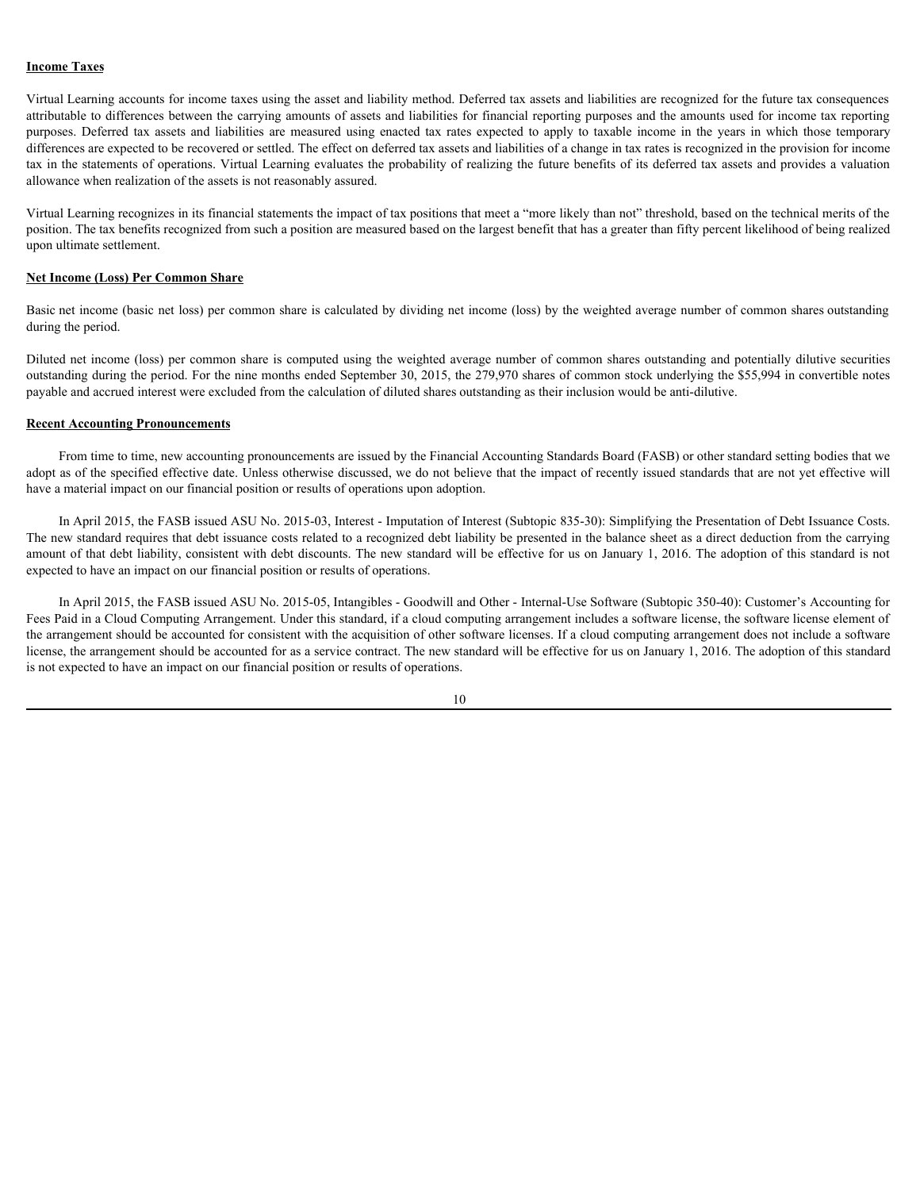**Income Taxes**

Virtual Learning accounts for income taxes using the asset and liability method. Deferred tax assets and liabilities are recognized for the future tax consequences attributable to differences between the carrying amounts of assets and liabilities for financial reporting purposes and the amounts used for income tax reporting purposes. Deferred tax assets and liabilities are measured using enacted tax rates expected to apply to taxable income in the years in which those temporary differences are expected to be recovered or settled. The effect on deferred tax assets and liabilities of a change in tax rates is recognized in the provision for income tax in the statements of operations. Virtual Learning evaluates the probability of realizing the future benefits of its deferred tax assets and provides a valuation allowance when realization of the assets is not reasonably assured.

Virtual Learning recognizes in its financial statements the impact of tax positions that meet a "more likely than not" threshold, based on the technical merits of the position. The tax benefits recognized from such a position are measured based on the largest benefit that has a greater than fifty percent likelihood of being realized upon ultimate settlement.

**Net Income (Loss) Per Common Share**

Basic net income (basic net loss) per common share is calculated by dividing net income (loss) by the weighted average number of common shares outstanding during the period.

Diluted net income (loss) per common share is computed using the weighted average number of common shares outstanding and potentially dilutive securities outstanding during the period. For the nine months ended September 30, 2015, the 279,970 shares of common stock underlying the $55,994 in convertible notes payable and accrued interest were excluded from the calculation of diluted shares outstanding as their inclusion would be anti-dilutive.

**Recent Accounting Pronouncements**

From time to time, new accounting pronouncements are issued by the Financial Accounting Standards Board (FASB) or other standard setting bodies that we adopt as of the specified effective date. Unless otherwise discussed, we do not believe that the impact of recently issued standards that are not yet effective will have a material impact on our financial position or results of operations upon adoption.

In April 2015, the FASB issued ASU No. 2015-03, Interest - Imputation of Interest (Subtopic 835-30): Simplifying the Presentation of Debt Issuance Costs. The new standard requires that debt issuance costs related to a recognized debt liability be presented in the balance sheet as a direct deduction from the carrying amount of that debt liability, consistent with debt discounts. The new standard will be effective for us on January 1, 2016. The adoption of this standard is not expected to have an impact on our financial position or results of operations.

In April 2015, the FASB issued ASU No. 2015-05, Intangibles - Goodwill and Other - Internal-Use Software (Subtopic 350-40): Customer's Accounting for Fees Paid in a Cloud Computing Arrangement. Under this standard, if a cloud computing arrangement includes a software license, the software license element of the arrangement should be accounted for consistent with the acquisition of other software licenses. If a cloud computing arrangement does not include a software license, the arrangement should be accounted for as a service contract. The new standard will be effective for us on January 1, 2016. The adoption of this standard is not expected to have an impact on our financial position or results of operations.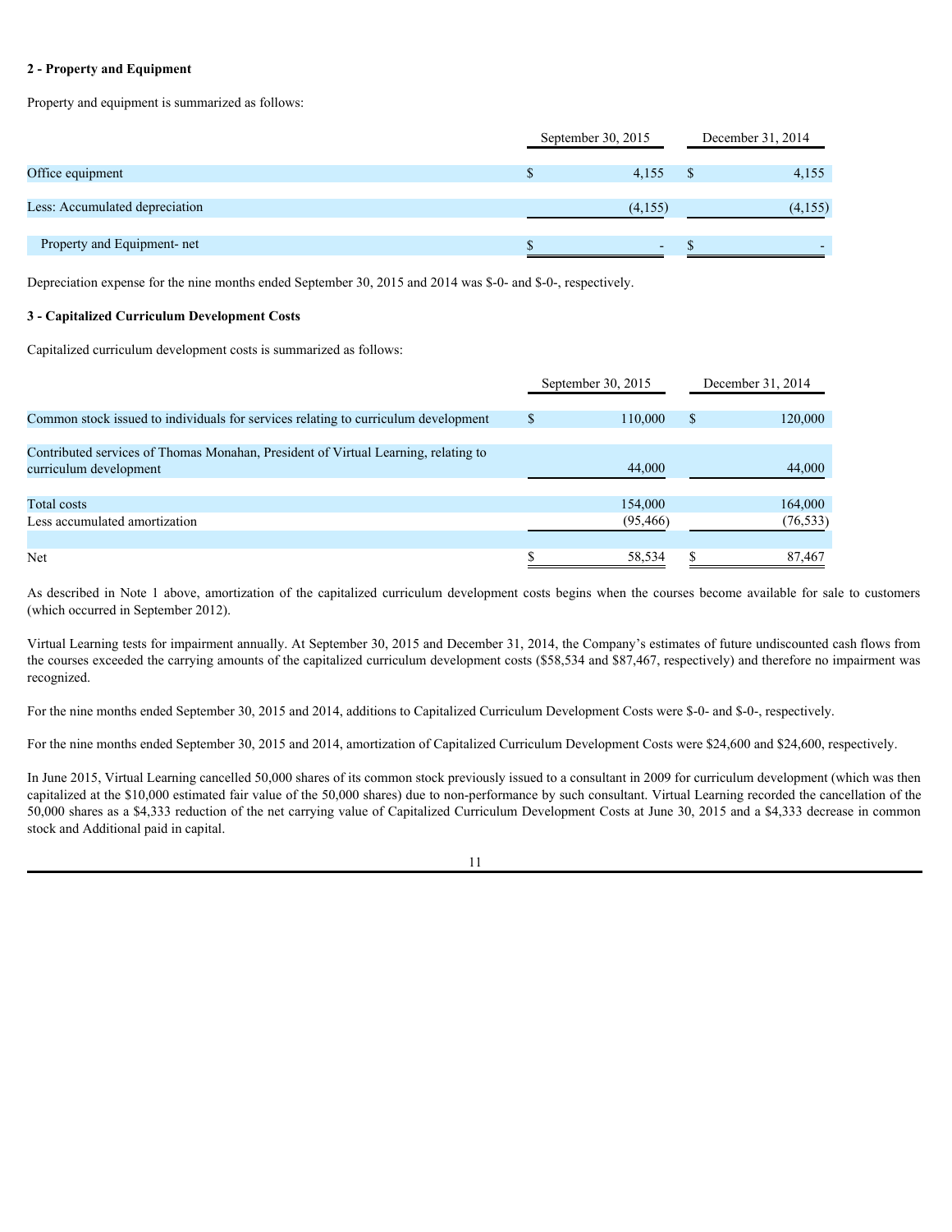## 2 - Property and Equipment

Property and equipment is summarized as follows:

| | September 30, 2015 | December 31, 2014 |
|---|---|---|
| Office equipment | $ 4,155 | $ 4,155 |
| Less: Accumulated depreciation | (4,155) | (4,155) |
| Property and Equipment- net | $ - | $ - |

Depreciation expense for the nine months ended September 30, 2015 and 2014 was $-0- and $-0-, respectively.

## 3 - Capitalized Curriculum Development Costs

Capitalized curriculum development costs is summarized as follows:

| | September 30, 2015 | December 31, 2014 |
|---|---|---|
| Common stock issued to individuals for services relating to curriculum development | $ 110,000 | $ 120,000 |
| Contributed services of Thomas Monahan, President of Virtual Learning, relating to curriculum development | 44,000 | 44,000 |
| Total costs | 154,000 | 164,000 |
| Less accumulated amortization | (95,466) | (76,533) |
| Net | $ 58,534 | $ 87,467 |

As described in Note 1 above, amortization of the capitalized curriculum development costs begins when the courses become available for sale to customers (which occurred in September 2012).

Virtual Learning tests for impairment annually. At September 30, 2015 and December 31, 2014, the Company's estimates of future undiscounted cash flows from the courses exceeded the carrying amounts of the capitalized curriculum development costs ($58,534 and $87,467, respectively) and therefore no impairment was recognized.

For the nine months ended September 30, 2015 and 2014, additions to Capitalized Curriculum Development Costs were $-0- and $-0-, respectively.

For the nine months ended September 30, 2015 and 2014, amortization of Capitalized Curriculum Development Costs were $24,600 and $24,600, respectively.

In June 2015, Virtual Learning cancelled 50,000 shares of its common stock previously issued to a consultant in 2009 for curriculum development (which was then capitalized at the $10,000 estimated fair value of the 50,000 shares) due to non-performance by such consultant. Virtual Learning recorded the cancellation of the 50,000 shares as a $4,333 reduction of the net carrying value of Capitalized Curriculum Development Costs at June 30, 2015 and a $4,333 decrease in common stock and Additional paid in capital.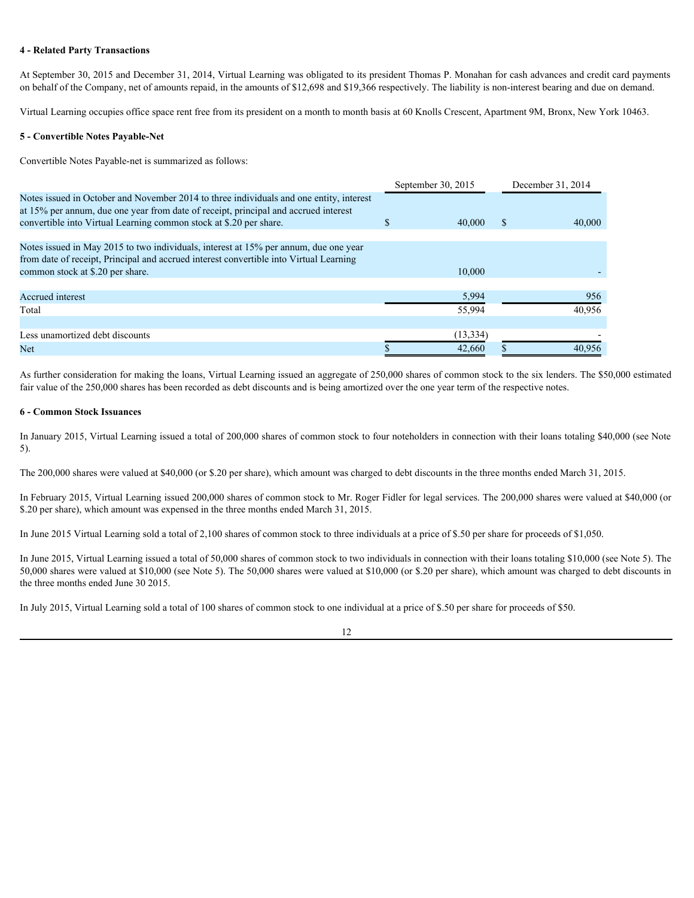**4 - Related Party Transactions**

At September 30, 2015 and December 31, 2014, Virtual Learning was obligated to its president Thomas P. Monahan for cash advances and credit card payments on behalf of the Company, net of amounts repaid, in the amounts of $12,698 and $19,366 respectively. The liability is non-interest bearing and due on demand.

Virtual Learning occupies office space rent free from its president on a month to month basis at 60 Knolls Crescent, Apartment 9M, Bronx, New York 10463.

**5 - Convertible Notes Payable-Net**

Convertible Notes Payable-net is summarized as follows:

| | September 30, 2015 | December 31, 2014 |
|---|---|---|
| Notes issued in October and November 2014 to three individuals and one entity, interest at 15% per annum, due one year from date of receipt, principal and accrued interest convertible into Virtual Learning common stock at $.20 per share. | $ 40,000 | $ 40,000 |
| Notes issued in May 2015 to two individuals, interest at 15% per annum, due one year from date of receipt, Principal and accrued interest convertible into Virtual Learning common stock at $.20 per share. | 10,000 | - |
| Accrued interest | 5,994 | 956 |
| Total | 55,994 | 40,956 |
| Less unamortized debt discounts | (13,334) | - |
| Net | $ 42,660 | $ 40,956 |

As further consideration for making the loans, Virtual Learning issued an aggregate of 250,000 shares of common stock to the six lenders. The $50,000 estimated fair value of the 250,000 shares has been recorded as debt discounts and is being amortized over the one year term of the respective notes.

**6 - Common Stock Issuances**

In January 2015, Virtual Learning issued a total of 200,000 shares of common stock to four noteholders in connection with their loans totaling $40,000 (see Note 5).

The 200,000 shares were valued at $40,000 (or $.20 per share), which amount was charged to debt discounts in the three months ended March 31, 2015.

In February 2015, Virtual Learning issued 200,000 shares of common stock to Mr. Roger Fidler for legal services. The 200,000 shares were valued at $40,000 (or $.20 per share), which amount was expensed in the three months ended March 31, 2015.

In June 2015 Virtual Learning sold a total of 2,100 shares of common stock to three individuals at a price of $.50 per share for proceeds of $1,050.

In June 2015, Virtual Learning issued a total of 50,000 shares of common stock to two individuals in connection with their loans totaling $10,000 (see Note 5). The 50,000 shares were valued at $10,000 (see Note 5). The 50,000 shares were valued at $10,000 (or $.20 per share), which amount was charged to debt discounts in the three months ended June 30 2015.

In July 2015, Virtual Learning sold a total of 100 shares of common stock to one individual at a price of $.50 per share for proceeds of $50.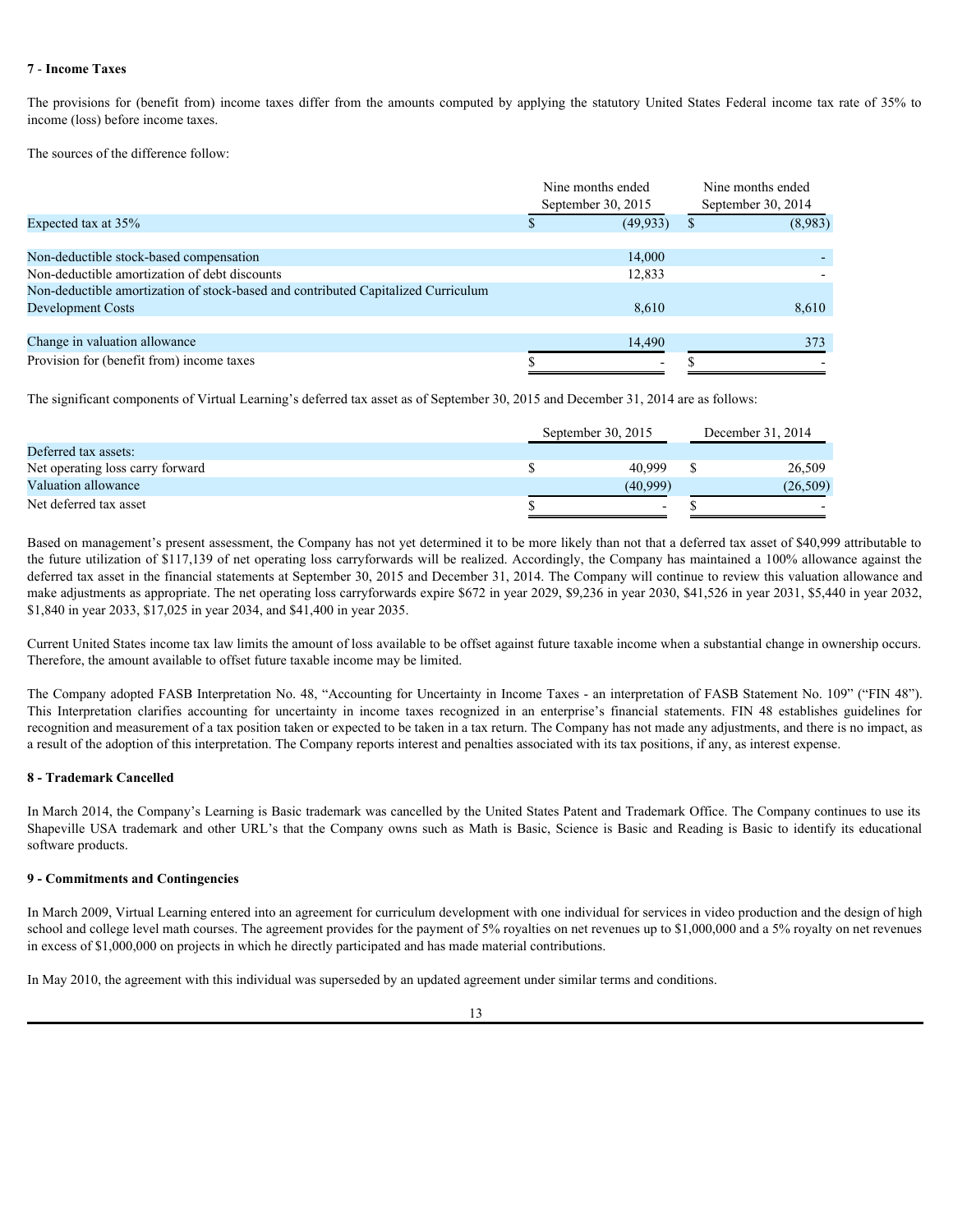## 7 - Income Taxes

The provisions for (benefit from) income taxes differ from the amounts computed by applying the statutory United States Federal income tax rate of 35% to income (loss) before income taxes.

The sources of the difference follow:

| | Nine months ended September 30, 2015 | Nine months ended September 30, 2014 |
|---|---|---|
| Expected tax at 35% | $ (49,933) | $ (8,983) |
| Non-deductible stock-based compensation | 14,000 | - |
| Non-deductible amortization of debt discounts | 12,833 | - |
| Non-deductible amortization of stock-based and contributed Capitalized Curriculum Development Costs | 8,610 | 8,610 |
| Change in valuation allowance | 14,490 | 373 |
| Provision for (benefit from) income taxes | $ - | $ - |

The significant components of Virtual Learning's deferred tax asset as of September 30, 2015 and December 31, 2014 are as follows:

| | September 30, 2015 | December 31, 2014 |
|---|---|---|
| Deferred tax assets: | | |
| Net operating loss carry forward | $ 40,999 | $ 26,509 |
| Valuation allowance | (40,999) | (26,509) |
| Net deferred tax asset | $ - | $ - |

Based on management's present assessment, the Company has not yet determined it to be more likely than not that a deferred tax asset of $40,999 attributable to the future utilization of $117,139 of net operating loss carryforwards will be realized. Accordingly, the Company has maintained a 100% allowance against the deferred tax asset in the financial statements at September 30, 2015 and December 31, 2014. The Company will continue to review this valuation allowance and make adjustments as appropriate. The net operating loss carryforwards expire $672 in year 2029, $9,236 in year 2030, $41,526 in year 2031, $5,440 in year 2032, $1,840 in year 2033, $17,025 in year 2034, and $41,400 in year 2035.

Current United States income tax law limits the amount of loss available to be offset against future taxable income when a substantial change in ownership occurs. Therefore, the amount available to offset future taxable income may be limited.

The Company adopted FASB Interpretation No. 48, "Accounting for Uncertainty in Income Taxes - an interpretation of FASB Statement No. 109" ("FIN 48"). This Interpretation clarifies accounting for uncertainty in income taxes recognized in an enterprise's financial statements. FIN 48 establishes guidelines for recognition and measurement of a tax position taken or expected to be taken in a tax return. The Company has not made any adjustments, and there is no impact, as a result of the adoption of this interpretation. The Company reports interest and penalties associated with its tax positions, if any, as interest expense.

## 8 - Trademark Cancelled

In March 2014, the Company's Learning is Basic trademark was cancelled by the United States Patent and Trademark Office. The Company continues to use its Shapeville USA trademark and other URL's that the Company owns such as Math is Basic, Science is Basic and Reading is Basic to identify its educational software products.

## 9 - Commitments and Contingencies

In March 2009, Virtual Learning entered into an agreement for curriculum development with one individual for services in video production and the design of high school and college level math courses. The agreement provides for the payment of 5% royalties on net revenues up to $1,000,000 and a 5% royalty on net revenues in excess of $1,000,000 on projects in which he directly participated and has made material contributions.

In May 2010, the agreement with this individual was superseded by an updated agreement under similar terms and conditions.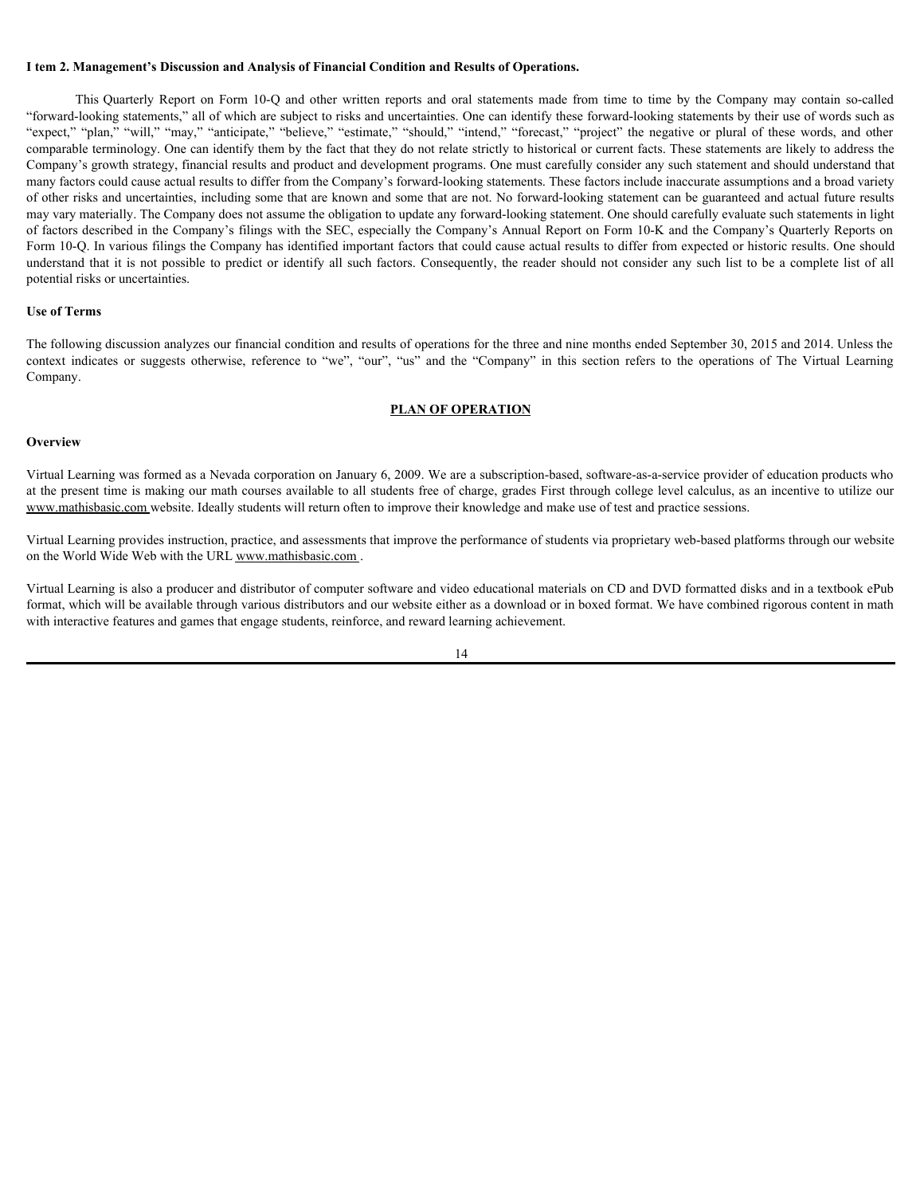**I tem 2. Management's Discussion and Analysis of Financial Condition and Results of Operations.**

This Quarterly Report on Form 10-Q and other written reports and oral statements made from time to time by the Company may contain so-called "forward-looking statements," all of which are subject to risks and uncertainties. One can identify these forward-looking statements by their use of words such as "expect," "plan," "will," "may," "anticipate," "believe," "estimate," "should," "intend," "forecast," "project" the negative or plural of these words, and other comparable terminology. One can identify them by the fact that they do not relate strictly to historical or current facts. These statements are likely to address the Company's growth strategy, financial results and product and development programs. One must carefully consider any such statement and should understand that many factors could cause actual results to differ from the Company's forward-looking statements. These factors include inaccurate assumptions and a broad variety of other risks and uncertainties, including some that are known and some that are not. No forward-looking statement can be guaranteed and actual future results may vary materially. The Company does not assume the obligation to update any forward-looking statement. One should carefully evaluate such statements in light of factors described in the Company's filings with the SEC, especially the Company's Annual Report on Form 10-K and the Company's Quarterly Reports on Form 10-Q. In various filings the Company has identified important factors that could cause actual results to differ from expected or historic results. One should understand that it is not possible to predict or identify all such factors. Consequently, the reader should not consider any such list to be a complete list of all potential risks or uncertainties.

**Use of Terms**

The following discussion analyzes our financial condition and results of operations for the three and nine months ended September 30, 2015 and 2014. Unless the context indicates or suggests otherwise, reference to "we", "our", "us" and the "Company" in this section refers to the operations of The Virtual Learning Company.

**PLAN OF OPERATION**

**Overview**

Virtual Learning was formed as a Nevada corporation on January 6, 2009. We are a subscription-based, software-as-a-service provider of education products who at the present time is making our math courses available to all students free of charge, grades First through college level calculus, as an incentive to utilize our www.mathisbasic.com website. Ideally students will return often to improve their knowledge and make use of test and practice sessions.

Virtual Learning provides instruction, practice, and assessments that improve the performance of students via proprietary web-based platforms through our website on the World Wide Web with the URL www.mathisbasic.com .

Virtual Learning is also a producer and distributor of computer software and video educational materials on CD and DVD formatted disks and in a textbook ePub format, which will be available through various distributors and our website either as a download or in boxed format. We have combined rigorous content in math with interactive features and games that engage students, reinforce, and reward learning achievement.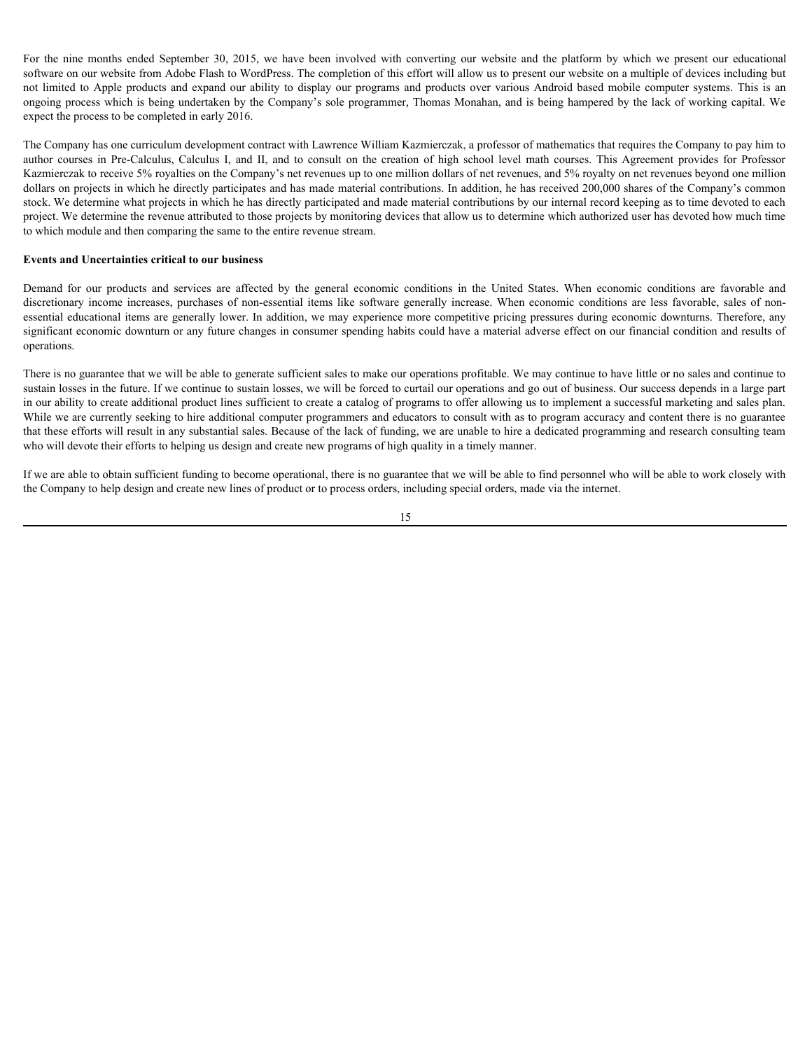For the nine months ended September 30, 2015, we have been involved with converting our website and the platform by which we present our educational software on our website from Adobe Flash to WordPress. The completion of this effort will allow us to present our website on a multiple of devices including but not limited to Apple products and expand our ability to display our programs and products over various Android based mobile computer systems. This is an ongoing process which is being undertaken by the Company's sole programmer, Thomas Monahan, and is being hampered by the lack of working capital. We expect the process to be completed in early 2016.

The Company has one curriculum development contract with Lawrence William Kazmierczak, a professor of mathematics that requires the Company to pay him to author courses in Pre-Calculus, Calculus I, and II, and to consult on the creation of high school level math courses. This Agreement provides for Professor Kazmierczak to receive 5% royalties on the Company's net revenues up to one million dollars of net revenues, and 5% royalty on net revenues beyond one million dollars on projects in which he directly participates and has made material contributions. In addition, he has received 200,000 shares of the Company's common stock. We determine what projects in which he has directly participated and made material contributions by our internal record keeping as to time devoted to each project. We determine the revenue attributed to those projects by monitoring devices that allow us to determine which authorized user has devoted how much time to which module and then comparing the same to the entire revenue stream.

**Events and Uncertainties critical to our business**

Demand for our products and services are affected by the general economic conditions in the United States. When economic conditions are favorable and discretionary income increases, purchases of non-essential items like software generally increase. When economic conditions are less favorable, sales of non-essential educational items are generally lower. In addition, we may experience more competitive pricing pressures during economic downturns. Therefore, any significant economic downturn or any future changes in consumer spending habits could have a material adverse effect on our financial condition and results of operations.

There is no guarantee that we will be able to generate sufficient sales to make our operations profitable. We may continue to have little or no sales and continue to sustain losses in the future. If we continue to sustain losses, we will be forced to curtail our operations and go out of business. Our success depends in a large part in our ability to create additional product lines sufficient to create a catalog of programs to offer allowing us to implement a successful marketing and sales plan. While we are currently seeking to hire additional computer programmers and educators to consult with as to program accuracy and content there is no guarantee that these efforts will result in any substantial sales. Because of the lack of funding, we are unable to hire a dedicated programming and research consulting team who will devote their efforts to helping us design and create new programs of high quality in a timely manner.

If we are able to obtain sufficient funding to become operational, there is no guarantee that we will be able to find personnel who will be able to work closely with the Company to help design and create new lines of product or to process orders, including special orders, made via the internet.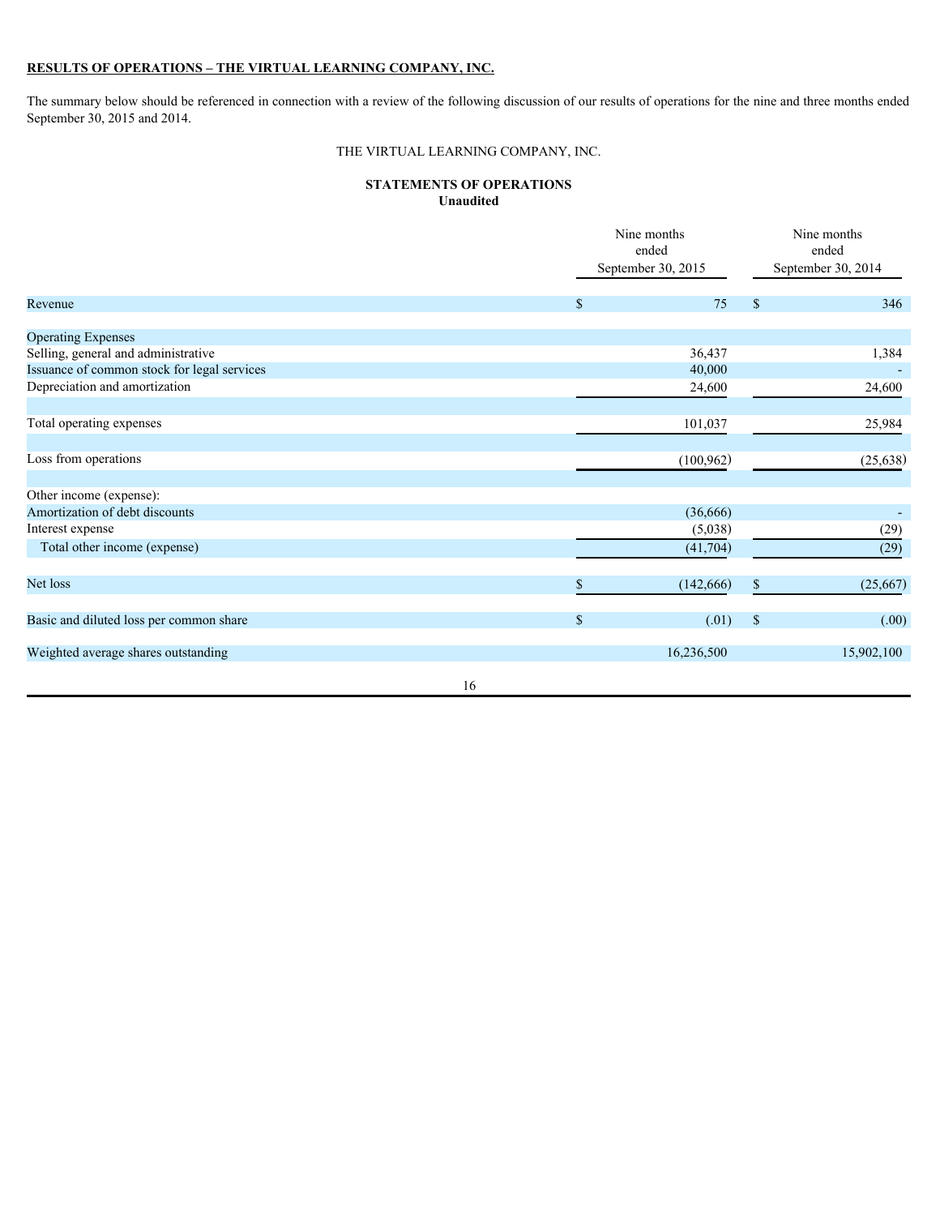**RESULTS OF OPERATIONS – THE VIRTUAL LEARNING COMPANY, INC.**

The summary below should be referenced in connection with a review of the following discussion of our results of operations for the nine and three months ended September 30, 2015 and 2014.

THE VIRTUAL LEARNING COMPANY, INC.

**STATEMENTS OF OPERATIONS**
**Unaudited**

| | Nine months ended September 30, 2015 | Nine months ended September 30, 2014 |
|---|---|---|
| Revenue | $ 75 | $ 346 |
| | | |
| Operating Expenses | | |
| Selling, general and administrative | 36,437 | 1,384 |
| Issuance of common stock for legal services | 40,000 | - |
| Depreciation and amortization | 24,600 | 24,600 |
| | | |
| Total operating expenses | 101,037 | 25,984 |
| | | |
| Loss from operations | (100,962) | (25,638) |
| | | |
| Other income (expense): | | |
| Amortization of debt discounts | (36,666) | - |
| Interest expense | (5,038) | (29) |
| Total other income (expense) | (41,704) | (29) |
| | | |
| Net loss | $ (142,666) | $ (25,667) |
| | | |
| Basic and diluted loss per common share | $ (.01) | $ (.00) |
| | | |
| Weighted average shares outstanding | 16,236,500 | 15,902,100 |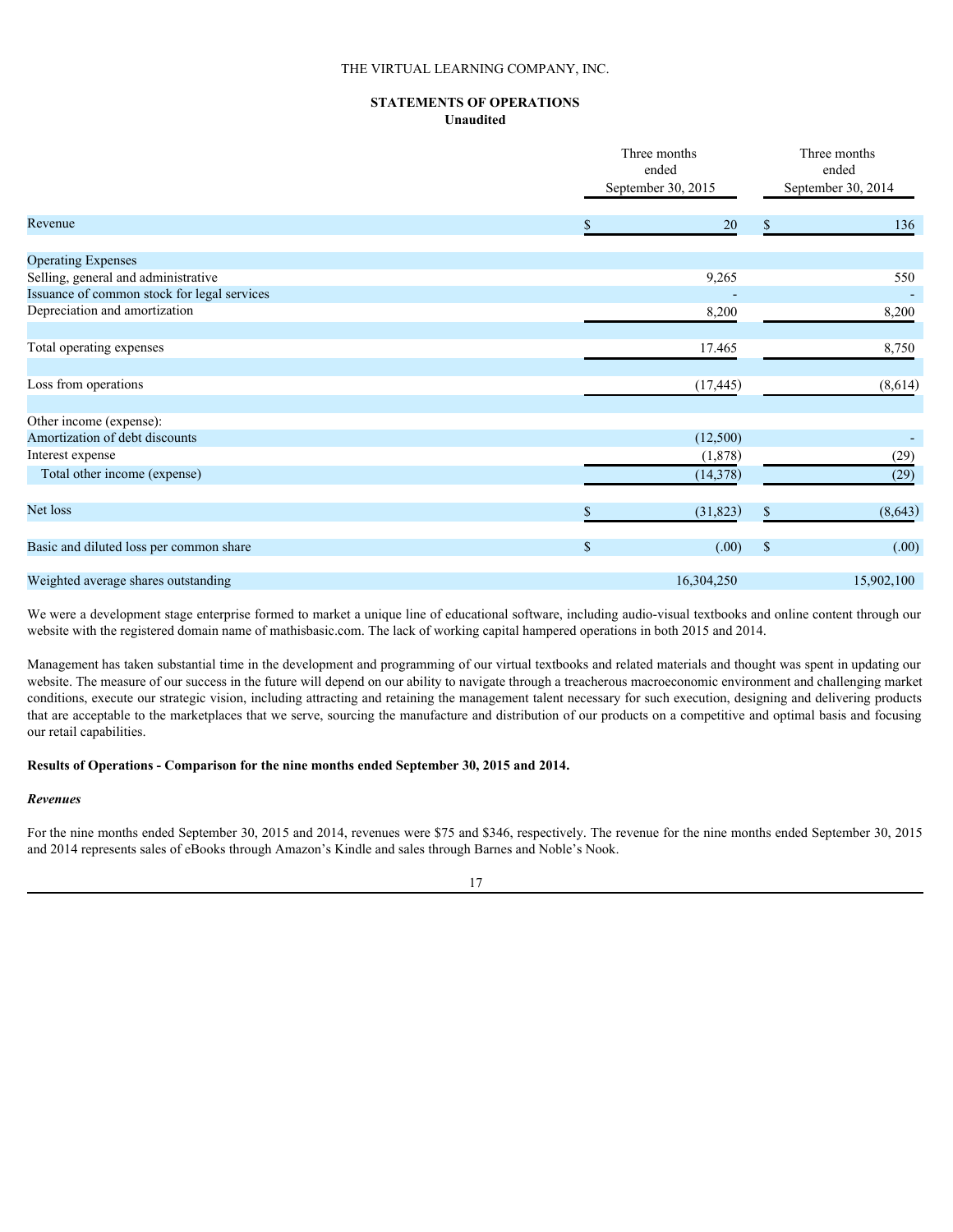THE VIRTUAL LEARNING COMPANY, INC.

**STATEMENTS OF OPERATIONS**
**Unaudited**

| | Three months ended September 30, 2015 | Three months ended September 30, 2014 |
|---|---|---|
| Revenue | $ 20 | $ 136 |
| | | |
| Operating Expenses | | |
| Selling, general and administrative | 9,265 | 550 |
| Issuance of common stock for legal services | - | - |
| Depreciation and amortization | 8,200 | 8,200 |
| | | |
| Total operating expenses | 17.465 | 8,750 |
| | | |
| Loss from operations | (17,445) | (8,614) |
| | | |
| Other income (expense): | | |
| Amortization of debt discounts | (12,500) | - |
| Interest expense | (1,878) | (29) |
| Total other income (expense) | (14,378) | (29) |
| | | |
| Net loss | $ (31,823) | $ (8,643) |
| | | |
| Basic and diluted loss per common share | $ (.00) | $ (.00) |
| | | |
| Weighted average shares outstanding | 16,304,250 | 15,902,100 |

We were a development stage enterprise formed to market a unique line of educational software, including audio-visual textbooks and online content through our website with the registered domain name of mathisbasic.com. The lack of working capital hampered operations in both 2015 and 2014.

Management has taken substantial time in the development and programming of our virtual textbooks and related materials and thought was spent in updating our website. The measure of our success in the future will depend on our ability to navigate through a treacherous macroeconomic environment and challenging market conditions, execute our strategic vision, including attracting and retaining the management talent necessary for such execution, designing and delivering products that are acceptable to the marketplaces that we serve, sourcing the manufacture and distribution of our products on a competitive and optimal basis and focusing our retail capabilities.

**Results of Operations - Comparison for the nine months ended September 30, 2015 and 2014.**

***Revenues***

For the nine months ended September 30, 2015 and 2014, revenues were $75 and $346, respectively. The revenue for the nine months ended September 30, 2015 and 2014 represents sales of eBooks through Amazon's Kindle and sales through Barnes and Noble's Nook.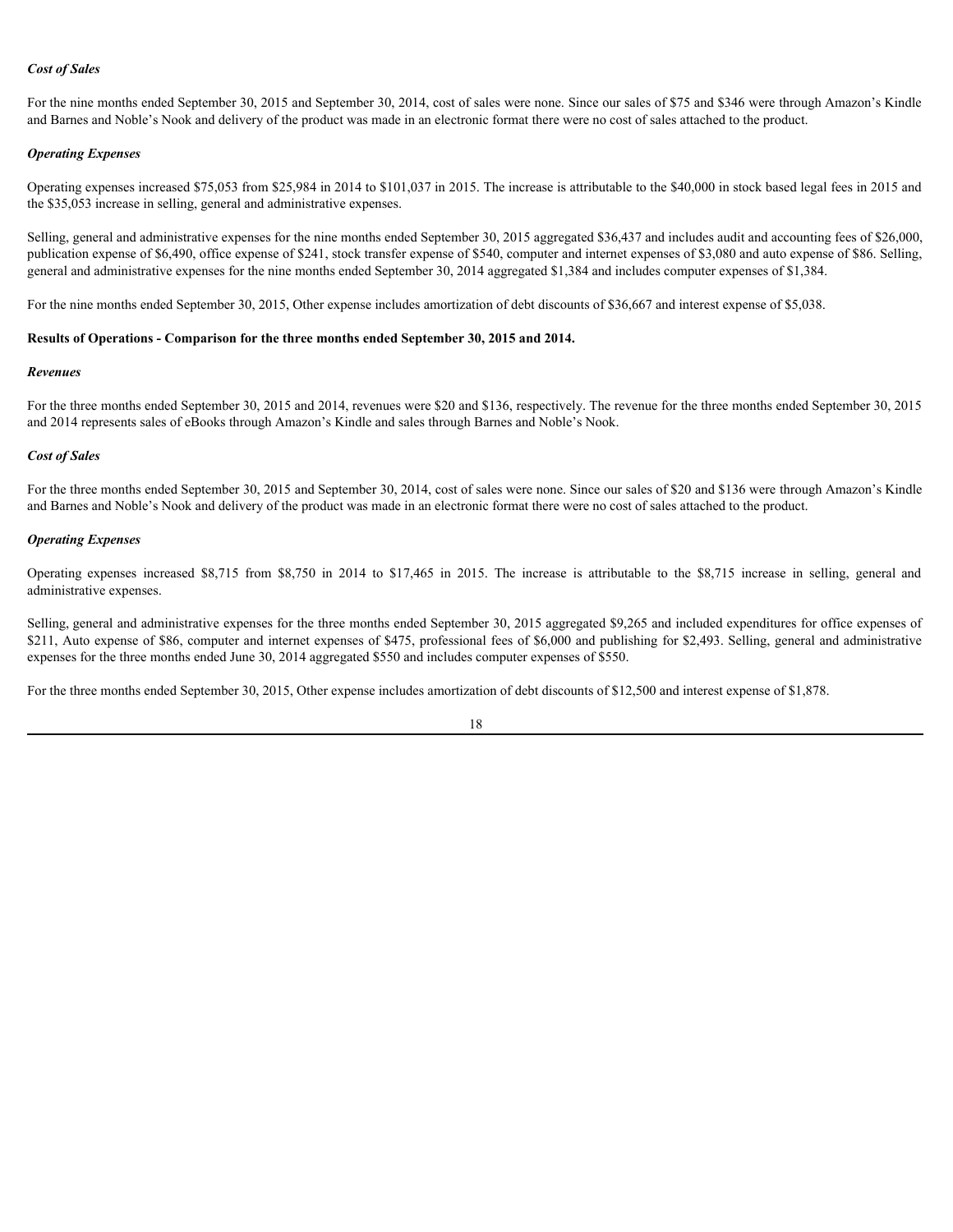***Cost of Sales***

For the nine months ended September 30, 2015 and September 30, 2014, cost of sales were none. Since our sales of $75 and $346 were through Amazon's Kindle and Barnes and Noble's Nook and delivery of the product was made in an electronic format there were no cost of sales attached to the product.

***Operating Expenses***

Operating expenses increased $75,053 from $25,984 in 2014 to $101,037 in 2015. The increase is attributable to the $40,000 in stock based legal fees in 2015 and the $35,053 increase in selling, general and administrative expenses.

Selling, general and administrative expenses for the nine months ended September 30, 2015 aggregated $36,437 and includes audit and accounting fees of $26,000, publication expense of $6,490, office expense of $241, stock transfer expense of $540, computer and internet expenses of $3,080 and auto expense of $86. Selling, general and administrative expenses for the nine months ended September 30, 2014 aggregated $1,384 and includes computer expenses of $1,384.

For the nine months ended September 30, 2015, Other expense includes amortization of debt discounts of $36,667 and interest expense of $5,038.

**Results of Operations - Comparison for the three months ended September 30, 2015 and 2014.**

***Revenues***

For the three months ended September 30, 2015 and 2014, revenues were $20 and $136, respectively. The revenue for the three months ended September 30, 2015 and 2014 represents sales of eBooks through Amazon's Kindle and sales through Barnes and Noble's Nook.

***Cost of Sales***

For the three months ended September 30, 2015 and September 30, 2014, cost of sales were none. Since our sales of $20 and $136 were through Amazon's Kindle and Barnes and Noble's Nook and delivery of the product was made in an electronic format there were no cost of sales attached to the product.

***Operating Expenses***

Operating expenses increased $8,715 from $8,750 in 2014 to $17,465 in 2015. The increase is attributable to the $8,715 increase in selling, general and administrative expenses.

Selling, general and administrative expenses for the three months ended September 30, 2015 aggregated $9,265 and included expenditures for office expenses of $211, Auto expense of $86, computer and internet expenses of $475, professional fees of $6,000 and publishing for $2,493. Selling, general and administrative expenses for the three months ended June 30, 2014 aggregated $550 and includes computer expenses of $550.

For the three months ended September 30, 2015, Other expense includes amortization of debt discounts of $12,500 and interest expense of $1,878.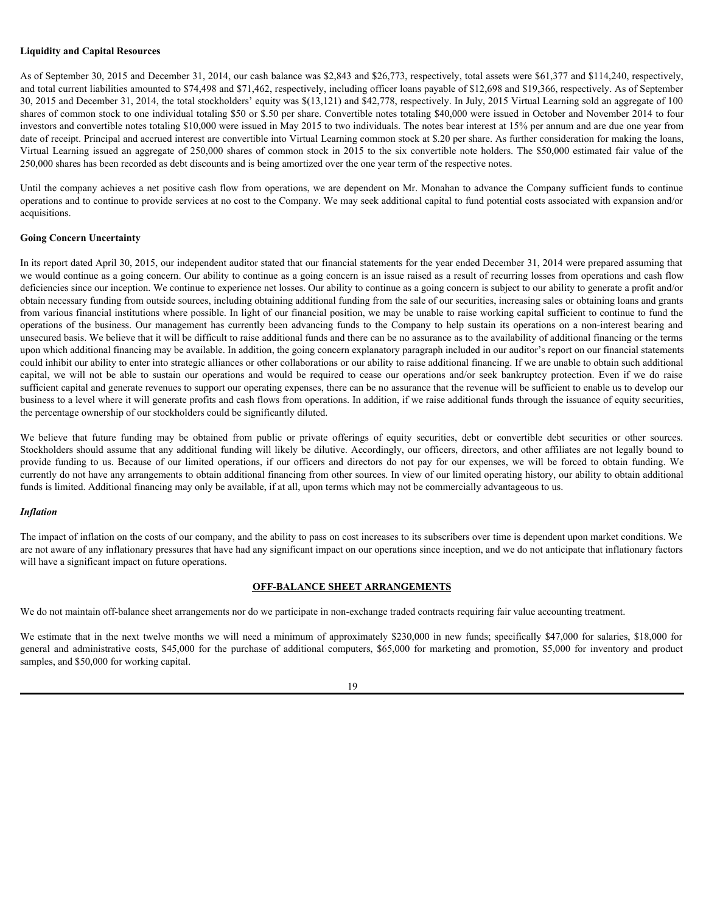**Liquidity and Capital Resources**

As of September 30, 2015 and December 31, 2014, our cash balance was $2,843 and $26,773, respectively, total assets were $61,377 and $114,240, respectively, and total current liabilities amounted to $74,498 and $71,462, respectively, including officer loans payable of $12,698 and $19,366, respectively. As of September 30, 2015 and December 31, 2014, the total stockholders' equity was $(13,121) and $42,778, respectively. In July, 2015 Virtual Learning sold an aggregate of 100 shares of common stock to one individual totaling $50 or $.50 per share. Convertible notes totaling $40,000 were issued in October and November 2014 to four investors and convertible notes totaling $10,000 were issued in May 2015 to two individuals. The notes bear interest at 15% per annum and are due one year from date of receipt. Principal and accrued interest are convertible into Virtual Learning common stock at $.20 per share. As further consideration for making the loans, Virtual Learning issued an aggregate of 250,000 shares of common stock in 2015 to the six convertible note holders. The $50,000 estimated fair value of the 250,000 shares has been recorded as debt discounts and is being amortized over the one year term of the respective notes.

Until the company achieves a net positive cash flow from operations, we are dependent on Mr. Monahan to advance the Company sufficient funds to continue operations and to continue to provide services at no cost to the Company. We may seek additional capital to fund potential costs associated with expansion and/or acquisitions.

**Going Concern Uncertainty**

In its report dated April 30, 2015, our independent auditor stated that our financial statements for the year ended December 31, 2014 were prepared assuming that we would continue as a going concern. Our ability to continue as a going concern is an issue raised as a result of recurring losses from operations and cash flow deficiencies since our inception. We continue to experience net losses. Our ability to continue as a going concern is subject to our ability to generate a profit and/or obtain necessary funding from outside sources, including obtaining additional funding from the sale of our securities, increasing sales or obtaining loans and grants from various financial institutions where possible. In light of our financial position, we may be unable to raise working capital sufficient to continue to fund the operations of the business. Our management has currently been advancing funds to the Company to help sustain its operations on a non-interest bearing and unsecured basis. We believe that it will be difficult to raise additional funds and there can be no assurance as to the availability of additional financing or the terms upon which additional financing may be available. In addition, the going concern explanatory paragraph included in our auditor's report on our financial statements could inhibit our ability to enter into strategic alliances or other collaborations or our ability to raise additional financing. If we are unable to obtain such additional capital, we will not be able to sustain our operations and would be required to cease our operations and/or seek bankruptcy protection. Even if we do raise sufficient capital and generate revenues to support our operating expenses, there can be no assurance that the revenue will be sufficient to enable us to develop our business to a level where it will generate profits and cash flows from operations. In addition, if we raise additional funds through the issuance of equity securities, the percentage ownership of our stockholders could be significantly diluted.

We believe that future funding may be obtained from public or private offerings of equity securities, debt or convertible debt securities or other sources. Stockholders should assume that any additional funding will likely be dilutive. Accordingly, our officers, directors, and other affiliates are not legally bound to provide funding to us. Because of our limited operations, if our officers and directors do not pay for our expenses, we will be forced to obtain funding. We currently do not have any arrangements to obtain additional financing from other sources. In view of our limited operating history, our ability to obtain additional funds is limited. Additional financing may only be available, if at all, upon terms which may not be commercially advantageous to us.

***Inflation***

The impact of inflation on the costs of our company, and the ability to pass on cost increases to its subscribers over time is dependent upon market conditions. We are not aware of any inflationary pressures that have had any significant impact on our operations since inception, and we do not anticipate that inflationary factors will have a significant impact on future operations.

**OFF-BALANCE SHEET ARRANGEMENTS**

We do not maintain off-balance sheet arrangements nor do we participate in non-exchange traded contracts requiring fair value accounting treatment.

We estimate that in the next twelve months we will need a minimum of approximately $230,000 in new funds; specifically $47,000 for salaries, $18,000 for general and administrative costs, $45,000 for the purchase of additional computers, $65,000 for marketing and promotion, $5,000 for inventory and product samples, and $50,000 for working capital.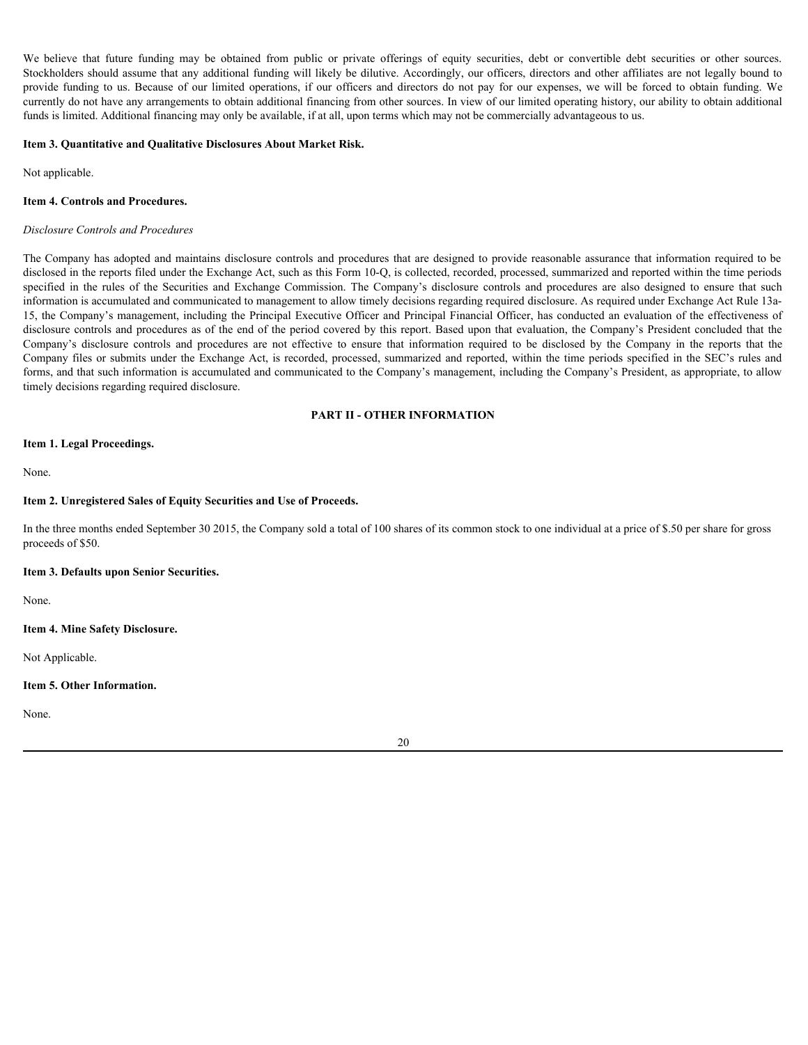We believe that future funding may be obtained from public or private offerings of equity securities, debt or convertible debt securities or other sources. Stockholders should assume that any additional funding will likely be dilutive. Accordingly, our officers, directors and other affiliates are not legally bound to provide funding to us. Because of our limited operations, if our officers and directors do not pay for our expenses, we will be forced to obtain funding. We currently do not have any arrangements to obtain additional financing from other sources. In view of our limited operating history, our ability to obtain additional funds is limited. Additional financing may only be available, if at all, upon terms which may not be commercially advantageous to us.

**Item 3. Quantitative and Qualitative Disclosures About Market Risk.**

Not applicable.

**Item 4. Controls and Procedures.**

*Disclosure Controls and Procedures*

The Company has adopted and maintains disclosure controls and procedures that are designed to provide reasonable assurance that information required to be disclosed in the reports filed under the Exchange Act, such as this Form 10-Q, is collected, recorded, processed, summarized and reported within the time periods specified in the rules of the Securities and Exchange Commission. The Company's disclosure controls and procedures are also designed to ensure that such information is accumulated and communicated to management to allow timely decisions regarding required disclosure. As required under Exchange Act Rule 13a-15, the Company's management, including the Principal Executive Officer and Principal Financial Officer, has conducted an evaluation of the effectiveness of disclosure controls and procedures as of the end of the period covered by this report. Based upon that evaluation, the Company's President concluded that the Company's disclosure controls and procedures are not effective to ensure that information required to be disclosed by the Company in the reports that the Company files or submits under the Exchange Act, is recorded, processed, summarized and reported, within the time periods specified in the SEC's rules and forms, and that such information is accumulated and communicated to the Company's management, including the Company's President, as appropriate, to allow timely decisions regarding required disclosure.

**PART II - OTHER INFORMATION**

**Item 1. Legal Proceedings.**

None.

**Item 2. Unregistered Sales of Equity Securities and Use of Proceeds.**

In the three months ended September 30 2015, the Company sold a total of 100 shares of its common stock to one individual at a price of $.50 per share for gross proceeds of $50.

**Item 3. Defaults upon Senior Securities.**

None.

**Item 4. Mine Safety Disclosure.**

Not Applicable.

**Item 5. Other Information.**

None.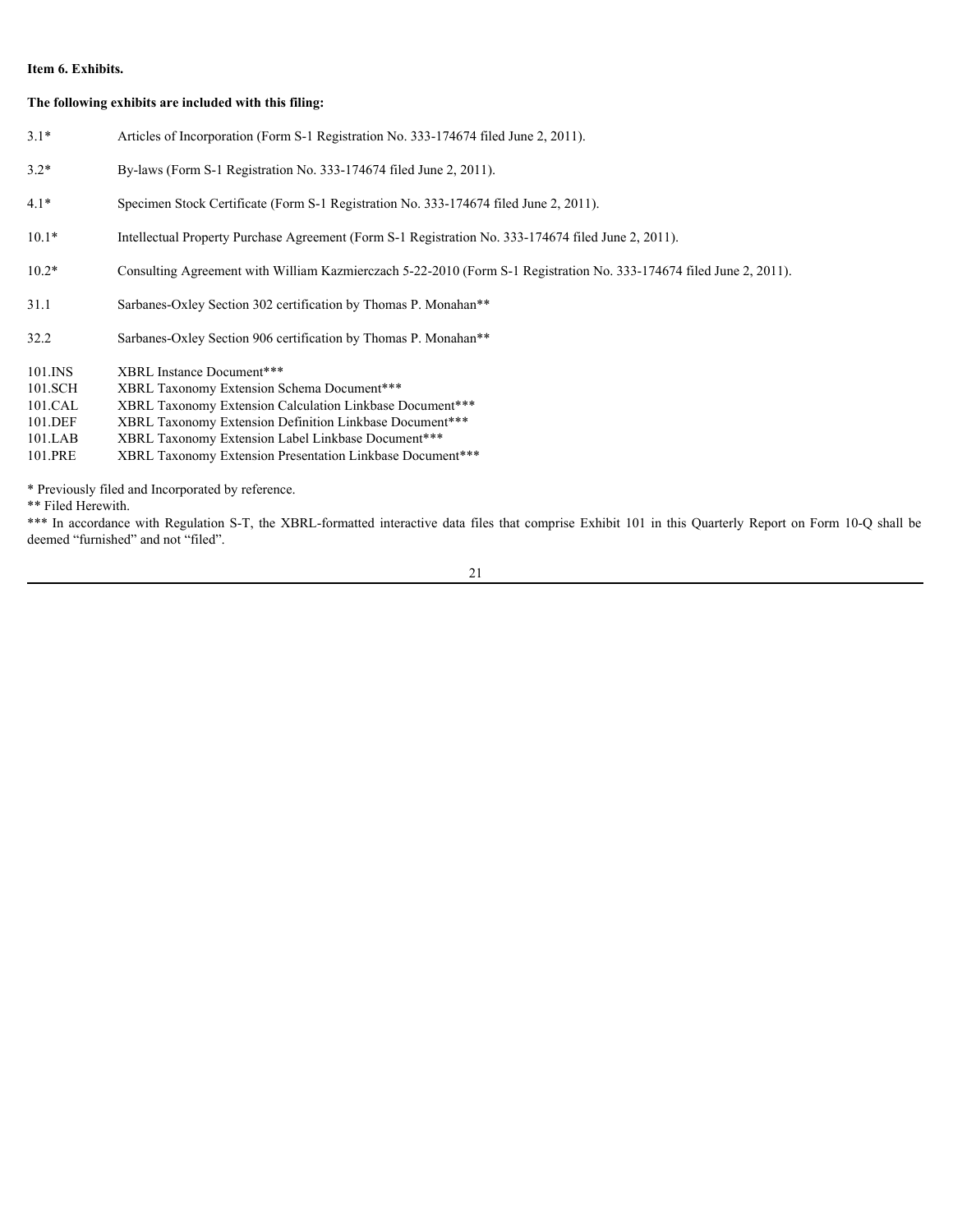**Item 6. Exhibits.**

**The following exhibits are included with this filing:**

| | |
|---|---|
| 3.1* | Articles of Incorporation (Form S-1 Registration No. 333-174674 filed June 2, 2011). |
| 3.2* | By-laws (Form S-1 Registration No. 333-174674 filed June 2, 2011). |
| 4.1* | Specimen Stock Certificate (Form S-1 Registration No. 333-174674 filed June 2, 2011). |
| 10.1* | Intellectual Property Purchase Agreement (Form S-1 Registration No. 333-174674 filed June 2, 2011). |
| 10.2* | Consulting Agreement with William Kazmierczach 5-22-2010 (Form S-1 Registration No. 333-174674 filed June 2, 2011). |
| 31.1 | Sarbanes-Oxley Section 302 certification by Thomas P. Monahan** |
| 32.2 | Sarbanes-Oxley Section 906 certification by Thomas P. Monahan** |
| 101.INS | XBRL Instance Document*** |
| 101.SCH | XBRL Taxonomy Extension Schema Document*** |
| 101.CAL | XBRL Taxonomy Extension Calculation Linkbase Document*** |
| 101.DEF | XBRL Taxonomy Extension Definition Linkbase Document*** |
| 101.LAB | XBRL Taxonomy Extension Label Linkbase Document*** |
| 101.PRE | XBRL Taxonomy Extension Presentation Linkbase Document*** |

* Previously filed and Incorporated by reference.

** Filed Herewith.

*** In accordance with Regulation S-T, the XBRL-formatted interactive data files that comprise Exhibit 101 in this Quarterly Report on Form 10-Q shall be deemed "furnished" and not "filed".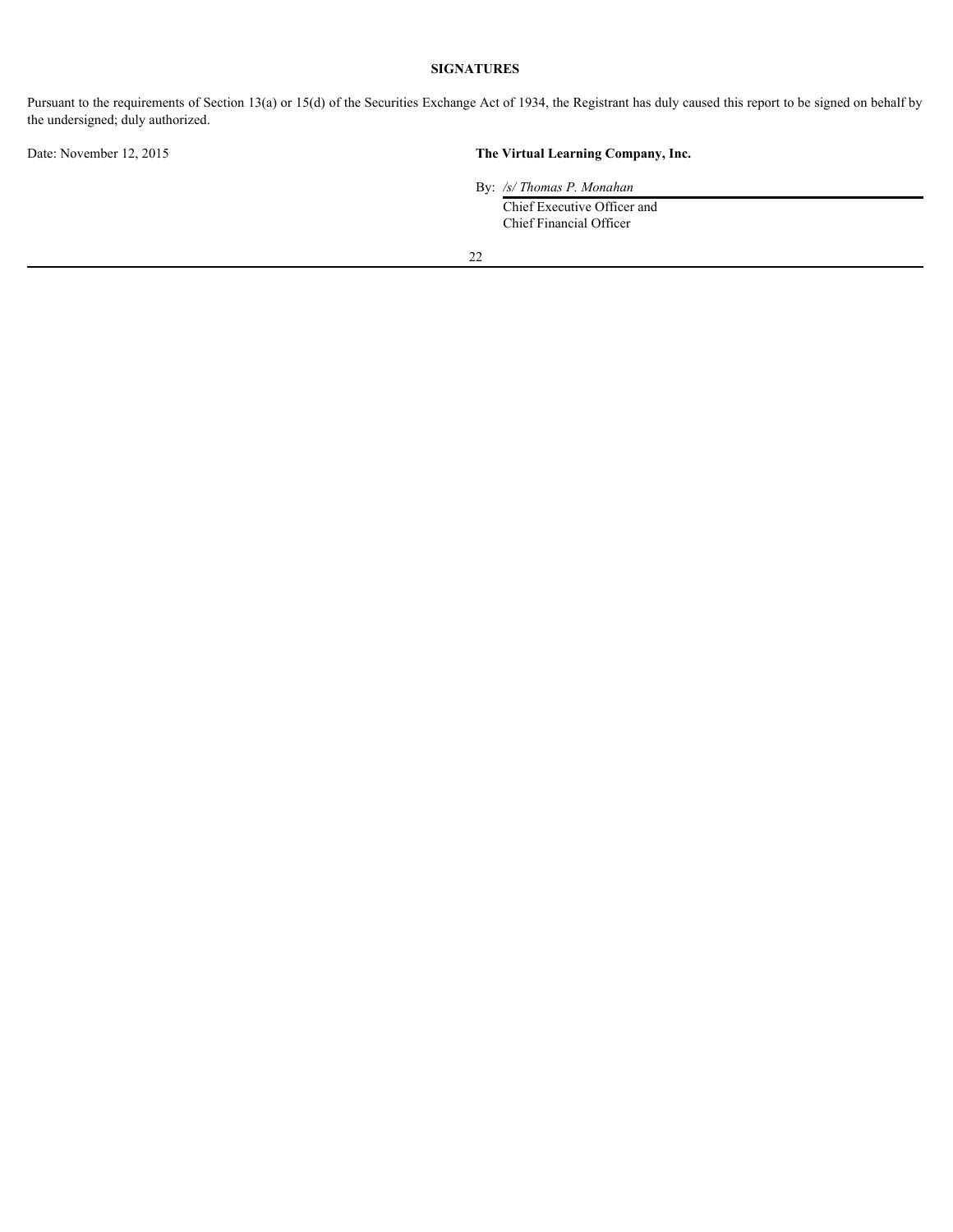## SIGNATURES

Pursuant to the requirements of Section 13(a) or 15(d) of the Securities Exchange Act of 1934, the Registrant has duly caused this report to be signed on behalf by the undersigned; duly authorized.

Date: November 12, 2015

**The Virtual Learning Company, Inc.**

By: */s/ Thomas P. Monahan*
Chief Executive Officer and
Chief Financial Officer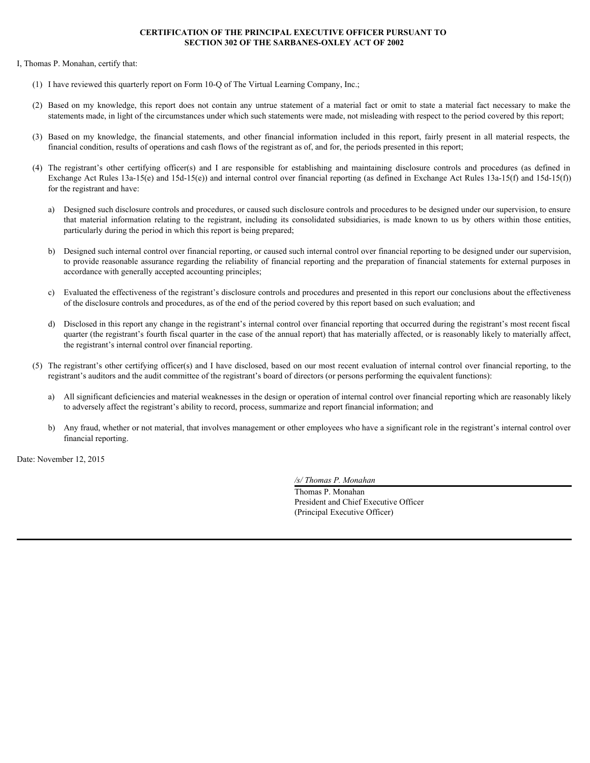**CERTIFICATION OF THE PRINCIPAL EXECUTIVE OFFICER PURSUANT TO SECTION 302 OF THE SARBANES-OXLEY ACT OF 2002**

I, Thomas P. Monahan, certify that:

(1) I have reviewed this quarterly report on Form 10-Q of The Virtual Learning Company, Inc.;

(2) Based on my knowledge, this report does not contain any untrue statement of a material fact or omit to state a material fact necessary to make the statements made, in light of the circumstances under which such statements were made, not misleading with respect to the period covered by this report;

(3) Based on my knowledge, the financial statements, and other financial information included in this report, fairly present in all material respects, the financial condition, results of operations and cash flows of the registrant as of, and for, the periods presented in this report;

(4) The registrant's other certifying officer(s) and I are responsible for establishing and maintaining disclosure controls and procedures (as defined in Exchange Act Rules 13a-15(e) and 15d-15(e)) and internal control over financial reporting (as defined in Exchange Act Rules 13a-15(f) and 15d-15(f)) for the registrant and have:

a) Designed such disclosure controls and procedures, or caused such disclosure controls and procedures to be designed under our supervision, to ensure that material information relating to the registrant, including its consolidated subsidiaries, is made known to us by others within those entities, particularly during the period in which this report is being prepared;

b) Designed such internal control over financial reporting, or caused such internal control over financial reporting to be designed under our supervision, to provide reasonable assurance regarding the reliability of financial reporting and the preparation of financial statements for external purposes in accordance with generally accepted accounting principles;

c) Evaluated the effectiveness of the registrant's disclosure controls and procedures and presented in this report our conclusions about the effectiveness of the disclosure controls and procedures, as of the end of the period covered by this report based on such evaluation; and

d) Disclosed in this report any change in the registrant's internal control over financial reporting that occurred during the registrant's most recent fiscal quarter (the registrant's fourth fiscal quarter in the case of the annual report) that has materially affected, or is reasonably likely to materially affect, the registrant's internal control over financial reporting.

(5) The registrant's other certifying officer(s) and I have disclosed, based on our most recent evaluation of internal control over financial reporting, to the registrant's auditors and the audit committee of the registrant's board of directors (or persons performing the equivalent functions):

a) All significant deficiencies and material weaknesses in the design or operation of internal control over financial reporting which are reasonably likely to adversely affect the registrant's ability to record, process, summarize and report financial information; and

b) Any fraud, whether or not material, that involves management or other employees who have a significant role in the registrant's internal control over financial reporting.

Date: November 12, 2015

*/s/ Thomas P. Monahan*
Thomas P. Monahan
President and Chief Executive Officer
(Principal Executive Officer)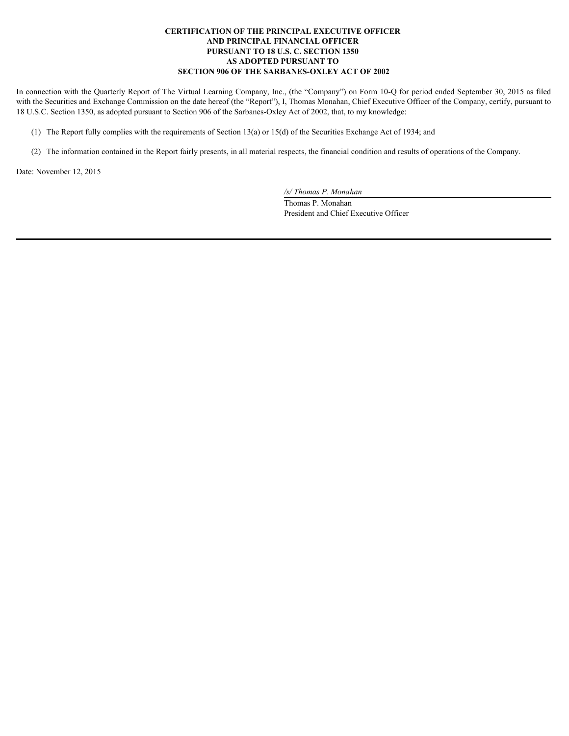**CERTIFICATION OF THE PRINCIPAL EXECUTIVE OFFICER
AND PRINCIPAL FINANCIAL OFFICER
PURSUANT TO 18 U.S. C. SECTION 1350
AS ADOPTED PURSUANT TO
SECTION 906 OF THE SARBANES-OXLEY ACT OF 2002**

In connection with the Quarterly Report of The Virtual Learning Company, Inc., (the "Company") on Form 10-Q for period ended September 30, 2015 as filed with the Securities and Exchange Commission on the date hereof (the "Report"), I, Thomas Monahan, Chief Executive Officer of the Company, certify, pursuant to 18 U.S.C. Section 1350, as adopted pursuant to Section 906 of the Sarbanes-Oxley Act of 2002, that, to my knowledge:

(1) The Report fully complies with the requirements of Section 13(a) or 15(d) of the Securities Exchange Act of 1934; and

(2) The information contained in the Report fairly presents, in all material respects, the financial condition and results of operations of the Company.

Date: November 12, 2015

*/s/ Thomas P. Monahan*
Thomas P. Monahan
President and Chief Executive Officer